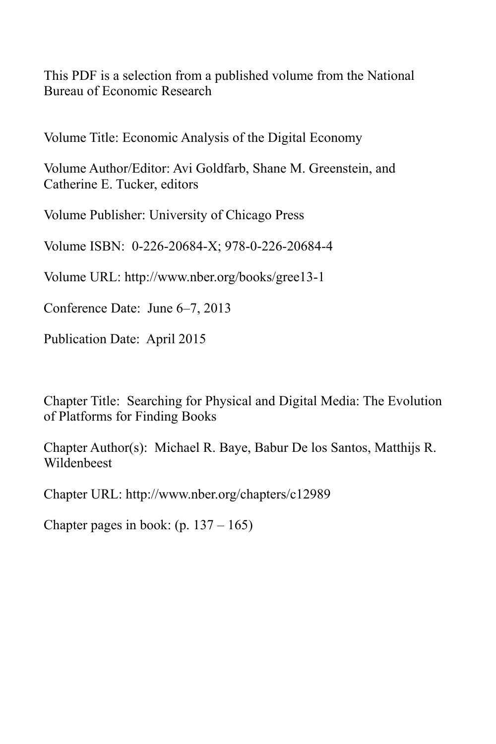This PDF is a selection from a published volume from the National Bureau of Economic Research

Volume Title: Economic Analysis of the Digital Economy

Volume Author/Editor: Avi Goldfarb, Shane M. Greenstein, and Catherine E. Tucker, editors

Volume Publisher: University of Chicago Press

Volume ISBN: 0-226-20684-X; 978-0-226-20684-4

Volume URL: http://www.nber.org/books/gree13-1

Conference Date: June 6–7, 2013

Publication Date: April 2015

Chapter Title: Searching for Physical and Digital Media: The Evolution of Platforms for Finding Books

Chapter Author(s): Michael R. Baye, Babur De los Santos, Matthijs R. Wildenbeest

Chapter URL: http://www.nber.org/chapters/c12989

Chapter pages in book: (p. 137 – 165)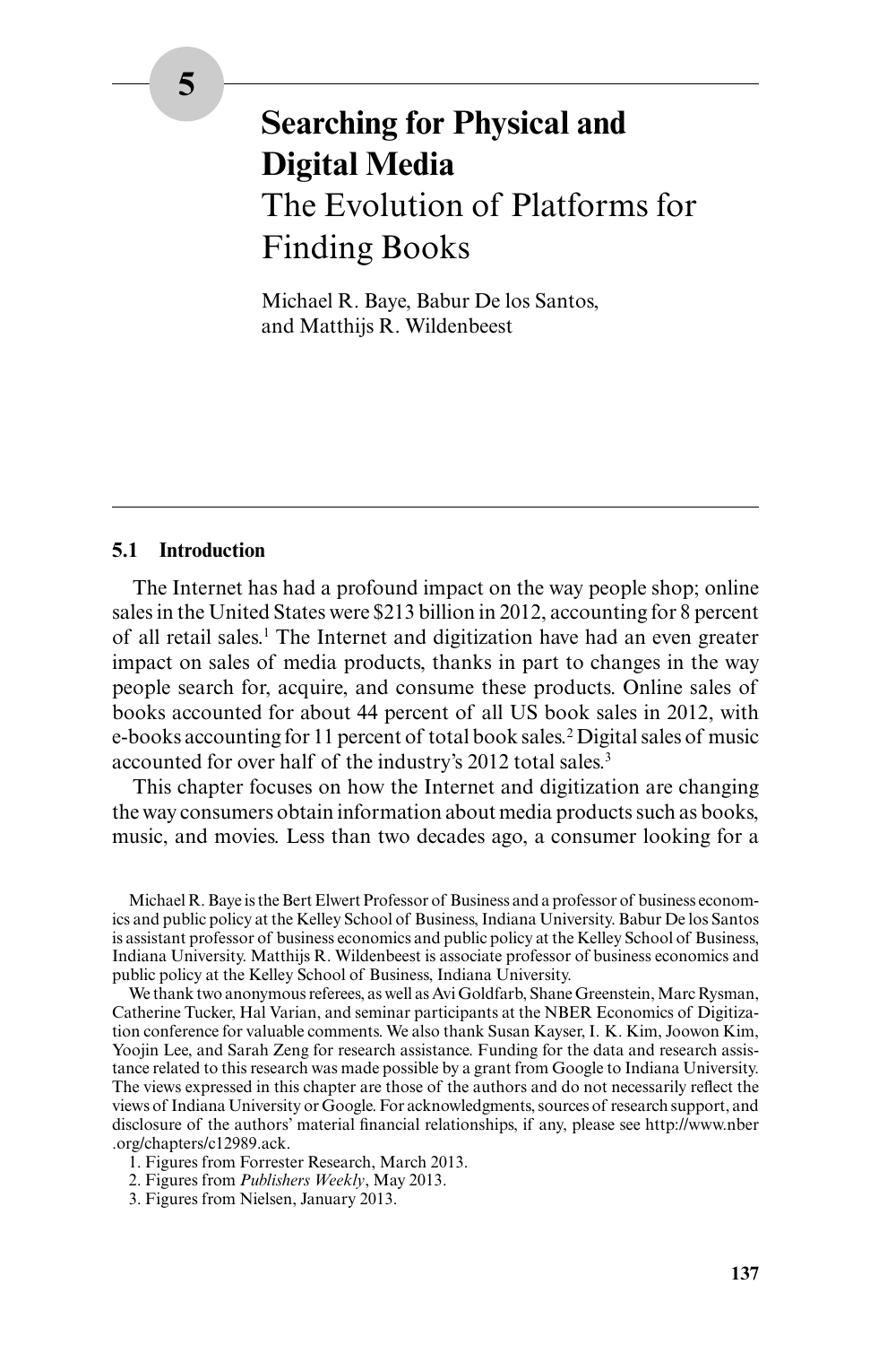# 5

# Searching for Physical and Digital Media

## The Evolution of Platforms for Finding Books

Michael R. Baye, Babur De los Santos, and Matthijs R. Wildenbeest

### 5.1 Introduction

The Internet has had a profound impact on the way people shop; online sales in the United States were $213 billion in 2012, accounting for 8 percent of all retail sales.[1] The Internet and digitization have had an even greater impact on sales of media products, thanks in part to changes in the way people search for, acquire, and consume these products. Online sales of books accounted for about 44 percent of all US book sales in 2012, with e-books accounting for 11 percent of total book sales.[2] Digital sales of music accounted for over half of the industry's 2012 total sales.[3]

This chapter focuses on how the Internet and digitization are changing the way consumers obtain information about media products such as books, music, and movies. Less than two decades ago, a consumer looking for a

---

Michael R. Baye is the Bert Elwert Professor of Business and a professor of business economics and public policy at the Kelley School of Business, Indiana University. Babur De los Santos is assistant professor of business economics and public policy at the Kelley School of Business, Indiana University. Matthijs R. Wildenbeest is associate professor of business economics and public policy at the Kelley School of Business, Indiana University.

We thank two anonymous referees, as well as Avi Goldfarb, Shane Greenstein, Marc Rysman, Catherine Tucker, Hal Varian, and seminar participants at the NBER Economics of Digitization conference for valuable comments. We also thank Susan Kayser, I. K. Kim, Joowon Kim, Yoojin Lee, and Sarah Zeng for research assistance. Funding for the data and research assistance related to this research was made possible by a grant from Google to Indiana University. The views expressed in this chapter are those of the authors and do not necessarily reflect the views of Indiana University or Google. For acknowledgments, sources of research support, and disclosure of the authors' material financial relationships, if any, please see http://www.nber.org/chapters/c12989.ack.

1. Figures from Forrester Research, March 2013.
2. Figures from *Publishers Weekly*, May 2013.
3. Figures from Nielsen, January 2013.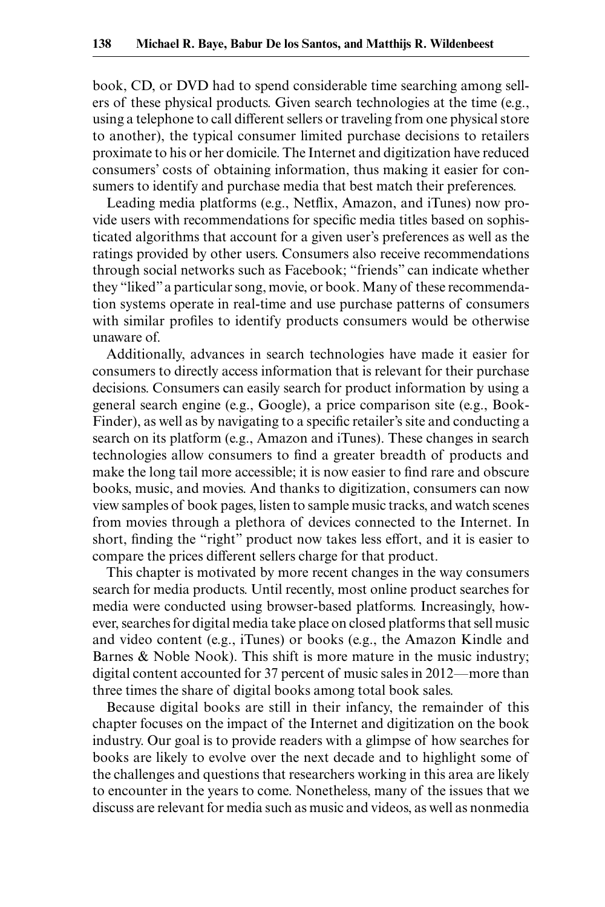book, CD, or DVD had to spend considerable time searching among sellers of these physical products. Given search technologies at the time (e.g., using a telephone to call different sellers or traveling from one physical store to another), the typical consumer limited purchase decisions to retailers proximate to his or her domicile. The Internet and digitization have reduced consumers' costs of obtaining information, thus making it easier for consumers to identify and purchase media that best match their preferences.

Leading media platforms (e.g., Netflix, Amazon, and iTunes) now provide users with recommendations for specific media titles based on sophisticated algorithms that account for a given user's preferences as well as the ratings provided by other users. Consumers also receive recommendations through social networks such as Facebook; "friends" can indicate whether they "liked" a particular song, movie, or book. Many of these recommendation systems operate in real-time and use purchase patterns of consumers with similar profiles to identify products consumers would be otherwise unaware of.

Additionally, advances in search technologies have made it easier for consumers to directly access information that is relevant for their purchase decisions. Consumers can easily search for product information by using a general search engine (e.g., Google), a price comparison site (e.g., BookFinder), as well as by navigating to a specific retailer's site and conducting a search on its platform (e.g., Amazon and iTunes). These changes in search technologies allow consumers to find a greater breadth of products and make the long tail more accessible; it is now easier to find rare and obscure books, music, and movies. And thanks to digitization, consumers can now view samples of book pages, listen to sample music tracks, and watch scenes from movies through a plethora of devices connected to the Internet. In short, finding the "right" product now takes less effort, and it is easier to compare the prices different sellers charge for that product.

This chapter is motivated by more recent changes in the way consumers search for media products. Until recently, most online product searches for media were conducted using browser-based platforms. Increasingly, however, searches for digital media take place on closed platforms that sell music and video content (e.g., iTunes) or books (e.g., the Amazon Kindle and Barnes & Noble Nook). This shift is more mature in the music industry; digital content accounted for 37 percent of music sales in 2012—more than three times the share of digital books among total book sales.

Because digital books are still in their infancy, the remainder of this chapter focuses on the impact of the Internet and digitization on the book industry. Our goal is to provide readers with a glimpse of how searches for books are likely to evolve over the next decade and to highlight some of the challenges and questions that researchers working in this area are likely to encounter in the years to come. Nonetheless, many of the issues that we discuss are relevant for media such as music and videos, as well as nonmedia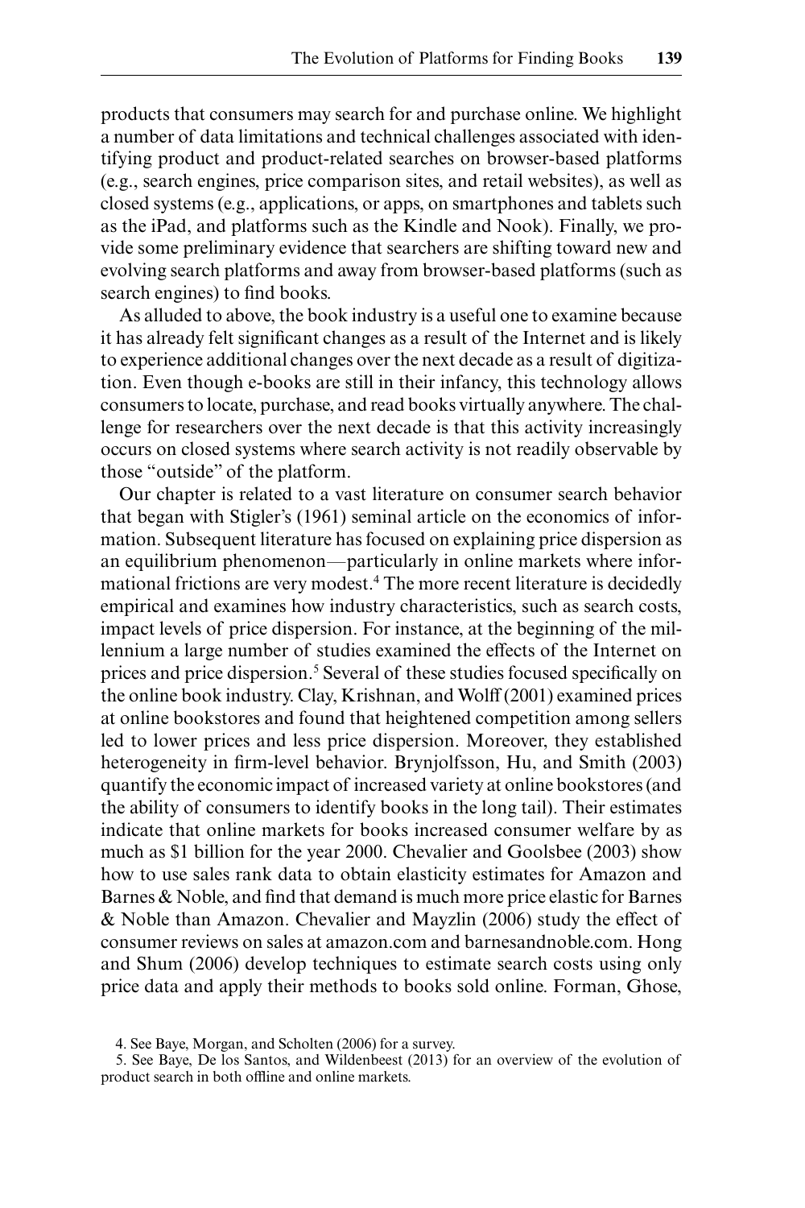products that consumers may search for and purchase online. We highlight a number of data limitations and technical challenges associated with identifying product and product-related searches on browser-based platforms (e.g., search engines, price comparison sites, and retail websites), as well as closed systems (e.g., applications, or apps, on smartphones and tablets such as the iPad, and platforms such as the Kindle and Nook). Finally, we provide some preliminary evidence that searchers are shifting toward new and evolving search platforms and away from browser-based platforms (such as search engines) to find books.

As alluded to above, the book industry is a useful one to examine because it has already felt significant changes as a result of the Internet and is likely to experience additional changes over the next decade as a result of digitization. Even though e-books are still in their infancy, this technology allows consumers to locate, purchase, and read books virtually anywhere. The challenge for researchers over the next decade is that this activity increasingly occurs on closed systems where search activity is not readily observable by those "outside" of the platform.

Our chapter is related to a vast literature on consumer search behavior that began with Stigler's (1961) seminal article on the economics of information. Subsequent literature has focused on explaining price dispersion as an equilibrium phenomenon—particularly in online markets where informational frictions are very modest.[4] The more recent literature is decidedly empirical and examines how industry characteristics, such as search costs, impact levels of price dispersion. For instance, at the beginning of the millennium a large number of studies examined the effects of the Internet on prices and price dispersion.[5] Several of these studies focused specifically on the online book industry. Clay, Krishnan, and Wolff (2001) examined prices at online bookstores and found that heightened competition among sellers led to lower prices and less price dispersion. Moreover, they established heterogeneity in firm-level behavior. Brynjolfsson, Hu, and Smith (2003) quantify the economic impact of increased variety at online bookstores (and the ability of consumers to identify books in the long tail). Their estimates indicate that online markets for books increased consumer welfare by as much as $1 billion for the year 2000. Chevalier and Goolsbee (2003) show how to use sales rank data to obtain elasticity estimates for Amazon and Barnes & Noble, and find that demand is much more price elastic for Barnes & Noble than Amazon. Chevalier and Mayzlin (2006) study the effect of consumer reviews on sales at amazon.com and barnesandnoble.com. Hong and Shum (2006) develop techniques to estimate search costs using only price data and apply their methods to books sold online. Forman, Ghose,

4. See Baye, Morgan, and Scholten (2006) for a survey.

5. See Baye, De los Santos, and Wildenbeest (2013) for an overview of the evolution of product search in both offline and online markets.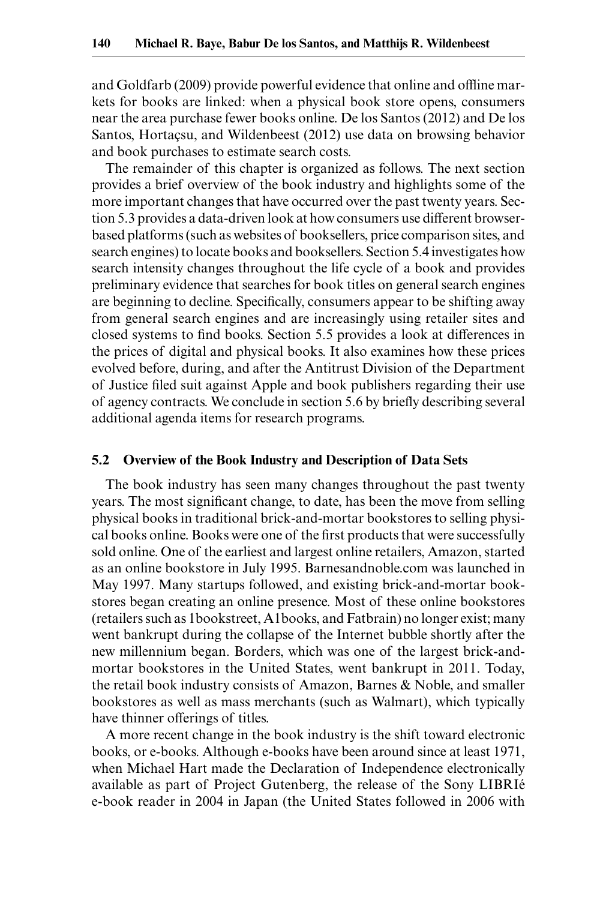and Goldfarb (2009) provide powerful evidence that online and offline markets for books are linked: when a physical book store opens, consumers near the area purchase fewer books online. De los Santos (2012) and De los Santos, Hortaçsu, and Wildenbeest (2012) use data on browsing behavior and book purchases to estimate search costs.

The remainder of this chapter is organized as follows. The next section provides a brief overview of the book industry and highlights some of the more important changes that have occurred over the past twenty years. Section 5.3 provides a data-driven look at how consumers use different browser-based platforms (such as websites of booksellers, price comparison sites, and search engines) to locate books and booksellers. Section 5.4 investigates how search intensity changes throughout the life cycle of a book and provides preliminary evidence that searches for book titles on general search engines are beginning to decline. Specifically, consumers appear to be shifting away from general search engines and are increasingly using retailer sites and closed systems to find books. Section 5.5 provides a look at differences in the prices of digital and physical books. It also examines how these prices evolved before, during, and after the Antitrust Division of the Department of Justice filed suit against Apple and book publishers regarding their use of agency contracts. We conclude in section 5.6 by briefly describing several additional agenda items for research programs.

## 5.2 Overview of the Book Industry and Description of Data Sets

The book industry has seen many changes throughout the past twenty years. The most significant change, to date, has been the move from selling physical books in traditional brick-and-mortar bookstores to selling physical books online. Books were one of the first products that were successfully sold online. One of the earliest and largest online retailers, Amazon, started as an online bookstore in July 1995. Barnesandnoble.com was launched in May 1997. Many startups followed, and existing brick-and-mortar bookstores began creating an online presence. Most of these online bookstores (retailers such as 1bookstreet, A1books, and Fatbrain) no longer exist; many went bankrupt during the collapse of the Internet bubble shortly after the new millennium began. Borders, which was one of the largest brick-and-mortar bookstores in the United States, went bankrupt in 2011. Today, the retail book industry consists of Amazon, Barnes & Noble, and smaller bookstores as well as mass merchants (such as Walmart), which typically have thinner offerings of titles.

A more recent change in the book industry is the shift toward electronic books, or e-books. Although e-books have been around since at least 1971, when Michael Hart made the Declaration of Independence electronically available as part of Project Gutenberg, the release of the Sony LIBRIé e-book reader in 2004 in Japan (the United States followed in 2006 with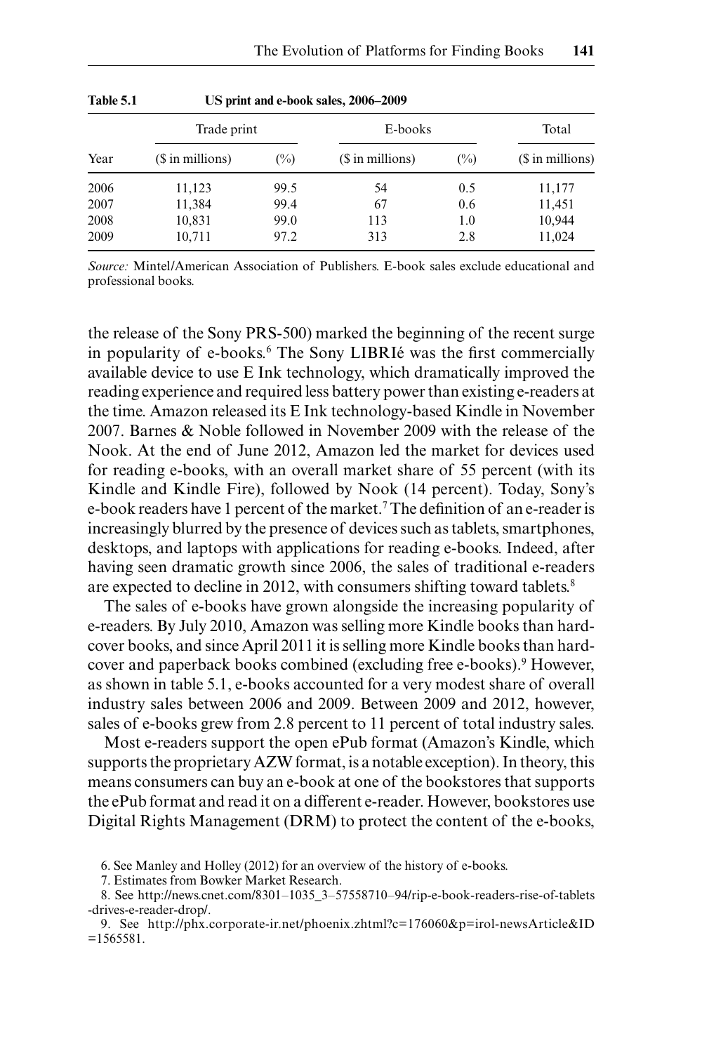**Table 5.1 US print and e-book sales, 2006–2009**

| | Trade print | | E-books | | Total |
|---|---|---|---|---|---|
| Year | ($ in millions) | (%) | ($ in millions) | (%) | ($ in millions) |
| 2006 | 11,123 | 99.5 | 54 | 0.5 | 11,177 |
| 2007 | 11,384 | 99.4 | 67 | 0.6 | 11,451 |
| 2008 | 10,831 | 99.0 | 113 | 1.0 | 10,944 |
| 2009 | 10,711 | 97.2 | 313 | 2.8 | 11,024 |

*Source:* Mintel/American Association of Publishers. E-book sales exclude educational and professional books.

the release of the Sony PRS-500) marked the beginning of the recent surge in popularity of e-books.[6] The Sony LIBRIé was the first commercially available device to use E Ink technology, which dramatically improved the reading experience and required less battery power than existing e-readers at the time. Amazon released its E Ink technology-based Kindle in November 2007. Barnes & Noble followed in November 2009 with the release of the Nook. At the end of June 2012, Amazon led the market for devices used for reading e-books, with an overall market share of 55 percent (with its Kindle and Kindle Fire), followed by Nook (14 percent). Today, Sony's e-book readers have 1 percent of the market.[7] The definition of an e-reader is increasingly blurred by the presence of devices such as tablets, smartphones, desktops, and laptops with applications for reading e-books. Indeed, after having seen dramatic growth since 2006, the sales of traditional e-readers are expected to decline in 2012, with consumers shifting toward tablets.[8]

The sales of e-books have grown alongside the increasing popularity of e-readers. By July 2010, Amazon was selling more Kindle books than hardcover books, and since April 2011 it is selling more Kindle books than hardcover and paperback books combined (excluding free e-books).[9] However, as shown in table 5.1, e-books accounted for a very modest share of overall industry sales between 2006 and 2009. Between 2009 and 2012, however, sales of e-books grew from 2.8 percent to 11 percent of total industry sales.

Most e-readers support the open ePub format (Amazon's Kindle, which supports the proprietary AZW format, is a notable exception). In theory, this means consumers can buy an e-book at one of the bookstores that supports the ePub format and read it on a different e-reader. However, bookstores use Digital Rights Management (DRM) to protect the content of the e-books,

6. See Manley and Holley (2012) for an overview of the history of e-books.

7. Estimates from Bowker Market Research.

8. See http://news.cnet.com/8301–1035_3–57558710–94/rip-e-book-readers-rise-of-tablets-drives-e-reader-drop/.

9. See http://phx.corporate-ir.net/phoenix.zhtml?c=176060&p=irol-newsArticle&ID=1565581.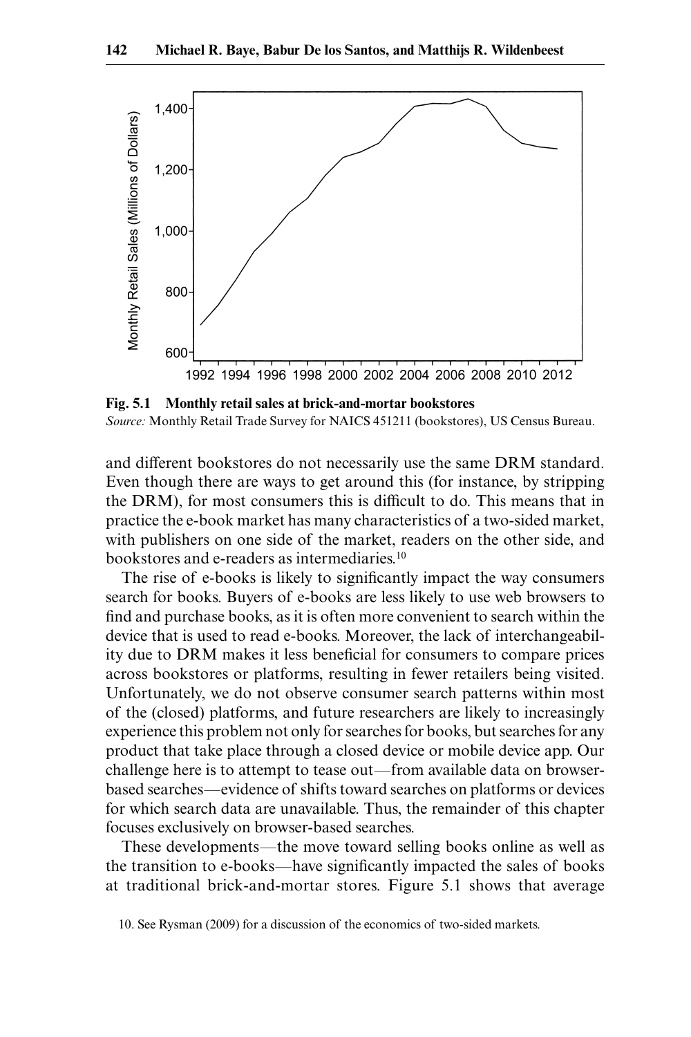**Fig. 5.1 Monthly retail sales at brick-and-mortar bookstores**
*Source:* Monthly Retail Trade Survey for NAICS 451211 (bookstores), US Census Bureau.

and different bookstores do not necessarily use the same DRM standard. Even though there are ways to get around this (for instance, by stripping the DRM), for most consumers this is difficult to do. This means that in practice the e-book market has many characteristics of a two-sided market, with publishers on one side of the market, readers on the other side, and bookstores and e-readers as intermediaries.[10]

The rise of e-books is likely to significantly impact the way consumers search for books. Buyers of e-books are less likely to use web browsers to find and purchase books, as it is often more convenient to search within the device that is used to read e-books. Moreover, the lack of interchangeability due to DRM makes it less beneficial for consumers to compare prices across bookstores or platforms, resulting in fewer retailers being visited. Unfortunately, we do not observe consumer search patterns within most of the (closed) platforms, and future researchers are likely to increasingly experience this problem not only for searches for books, but searches for any product that take place through a closed device or mobile device app. Our challenge here is to attempt to tease out—from available data on browser-based searches—evidence of shifts toward searches on platforms or devices for which search data are unavailable. Thus, the remainder of this chapter focuses exclusively on browser-based searches.

These developments—the move toward selling books online as well as the transition to e-books—have significantly impacted the sales of books at traditional brick-and-mortar stores. Figure 5.1 shows that average

10. See Rysman (2009) for a discussion of the economics of two-sided markets.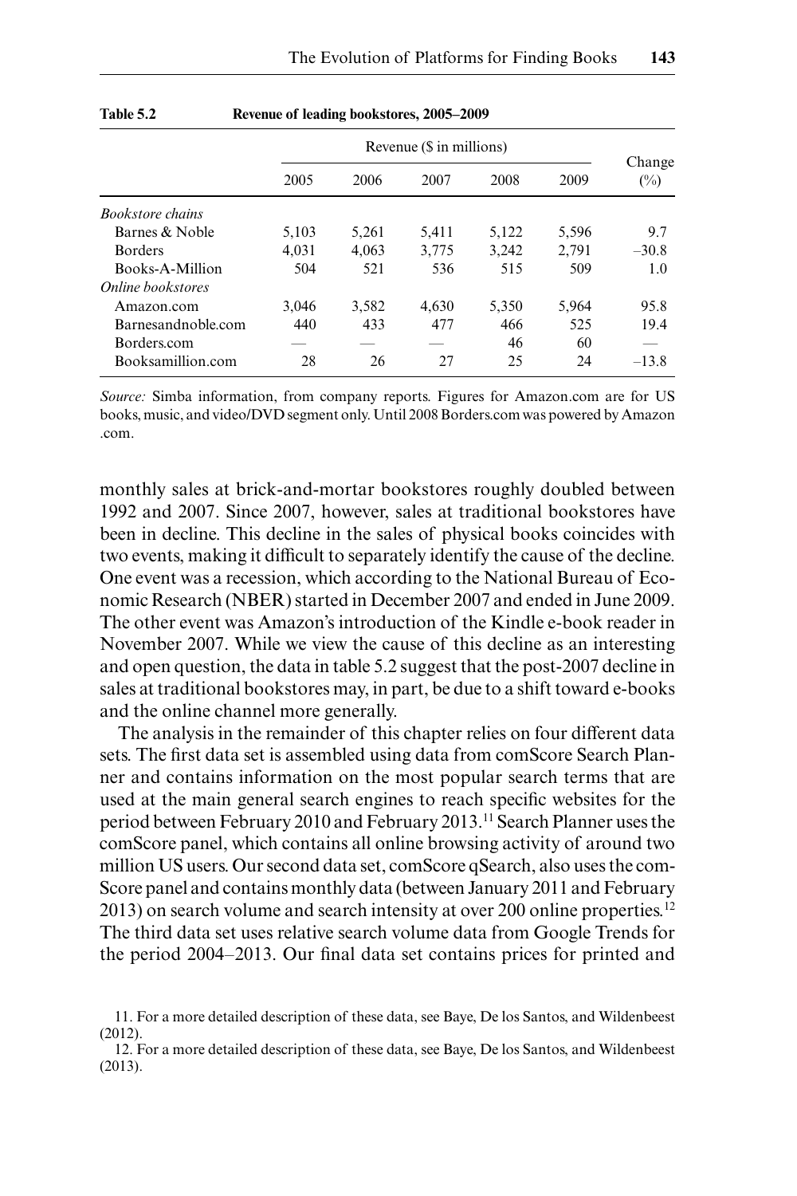**Table 5.2 Revenue of leading bookstores, 2005–2009**

| | Revenue ($ in millions) | | | | | Change (%) |
|---|---|---|---|---|---|---|
| | 2005 | 2006 | 2007 | 2008 | 2009 | |
| *Bookstore chains* | | | | | | |
| Barnes & Noble | 5,103 | 5,261 | 5,411 | 5,122 | 5,596 | 9.7 |
| Borders | 4,031 | 4,063 | 3,775 | 3,242 | 2,791 | –30.8 |
| Books-A-Million | 504 | 521 | 536 | 515 | 509 | 1.0 |
| *Online bookstores* | | | | | | |
| Amazon.com | 3,046 | 3,582 | 4,630 | 5,350 | 5,964 | 95.8 |
| Barnesandnoble.com | 440 | 433 | 477 | 466 | 525 | 19.4 |
| Borders.com | — | — | — | 46 | 60 | — |
| Booksamillion.com | 28 | 26 | 27 | 25 | 24 | –13.8 |

*Source:* Simba information, from company reports. Figures for Amazon.com are for US books, music, and video/DVD segment only. Until 2008 Borders.com was powered by Amazon .com.

monthly sales at brick-and-mortar bookstores roughly doubled between 1992 and 2007. Since 2007, however, sales at traditional bookstores have been in decline. This decline in the sales of physical books coincides with two events, making it difficult to separately identify the cause of the decline. One event was a recession, which according to the National Bureau of Economic Research (NBER) started in December 2007 and ended in June 2009. The other event was Amazon's introduction of the Kindle e-book reader in November 2007. While we view the cause of this decline as an interesting and open question, the data in table 5.2 suggest that the post-2007 decline in sales at traditional bookstores may, in part, be due to a shift toward e-books and the online channel more generally.

The analysis in the remainder of this chapter relies on four different data sets. The first data set is assembled using data from comScore Search Planner and contains information on the most popular search terms that are used at the main general search engines to reach specific websites for the period between February 2010 and February 2013.[11] Search Planner uses the comScore panel, which contains all online browsing activity of around two million US users. Our second data set, comScore qSearch, also uses the comScore panel and contains monthly data (between January 2011 and February 2013) on search volume and search intensity at over 200 online properties.[12] The third data set uses relative search volume data from Google Trends for the period 2004–2013. Our final data set contains prices for printed and

11. For a more detailed description of these data, see Baye, De los Santos, and Wildenbeest (2012).

12. For a more detailed description of these data, see Baye, De los Santos, and Wildenbeest (2013).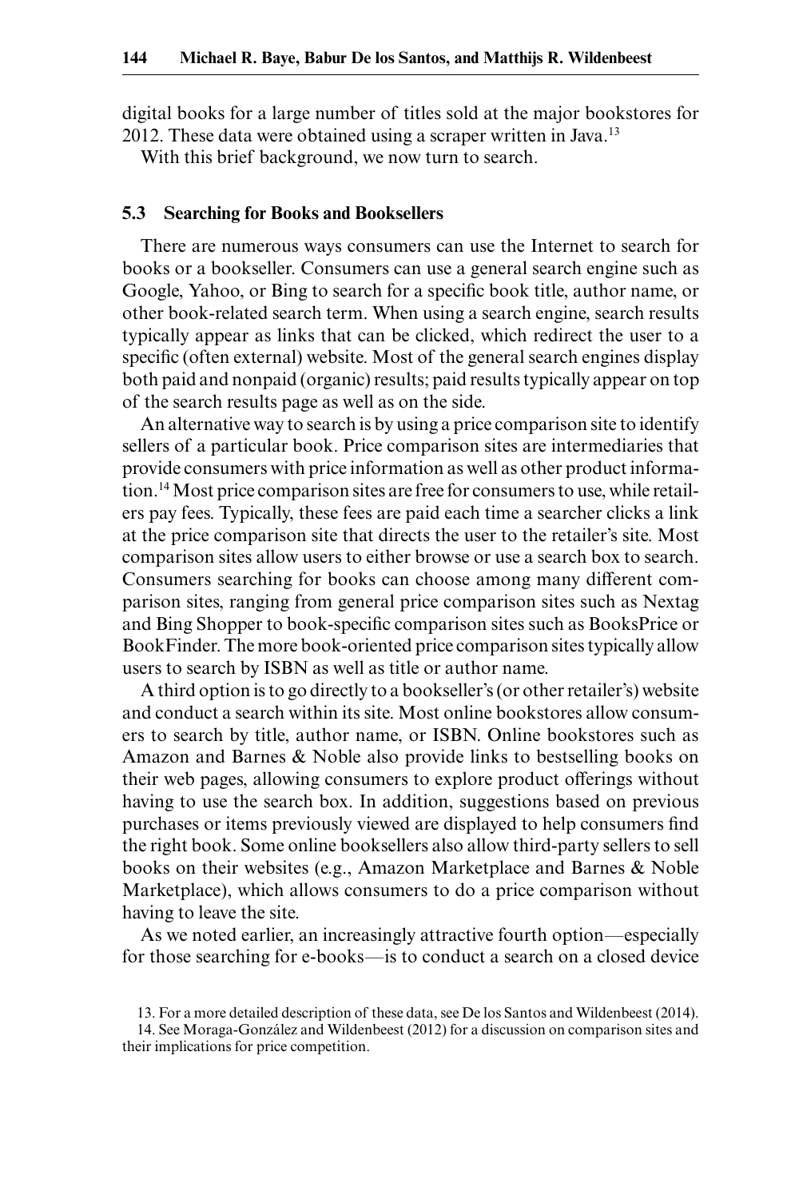digital books for a large number of titles sold at the major bookstores for 2012. These data were obtained using a scraper written in Java.[13]

With this brief background, we now turn to search.

### 5.3 Searching for Books and Booksellers

There are numerous ways consumers can use the Internet to search for books or a bookseller. Consumers can use a general search engine such as Google, Yahoo, or Bing to search for a specific book title, author name, or other book-related search term. When using a search engine, search results typically appear as links that can be clicked, which redirect the user to a specific (often external) website. Most of the general search engines display both paid and nonpaid (organic) results; paid results typically appear on top of the search results page as well as on the side.

An alternative way to search is by using a price comparison site to identify sellers of a particular book. Price comparison sites are intermediaries that provide consumers with price information as well as other product information.[14] Most price comparison sites are free for consumers to use, while retailers pay fees. Typically, these fees are paid each time a searcher clicks a link at the price comparison site that directs the user to the retailer's site. Most comparison sites allow users to either browse or use a search box to search. Consumers searching for books can choose among many different comparison sites, ranging from general price comparison sites such as Nextag and Bing Shopper to book-specific comparison sites such as BooksPrice or BookFinder. The more book-oriented price comparison sites typically allow users to search by ISBN as well as title or author name.

A third option is to go directly to a bookseller's (or other retailer's) website and conduct a search within its site. Most online bookstores allow consumers to search by title, author name, or ISBN. Online bookstores such as Amazon and Barnes & Noble also provide links to bestselling books on their web pages, allowing consumers to explore product offerings without having to use the search box. In addition, suggestions based on previous purchases or items previously viewed are displayed to help consumers find the right book. Some online booksellers also allow third-party sellers to sell books on their websites (e.g., Amazon Marketplace and Barnes & Noble Marketplace), which allows consumers to do a price comparison without having to leave the site.

As we noted earlier, an increasingly attractive fourth option—especially for those searching for e-books—is to conduct a search on a closed device

13. For a more detailed description of these data, see De los Santos and Wildenbeest (2014).

14. See Moraga-González and Wildenbeest (2012) for a discussion on comparison sites and their implications for price competition.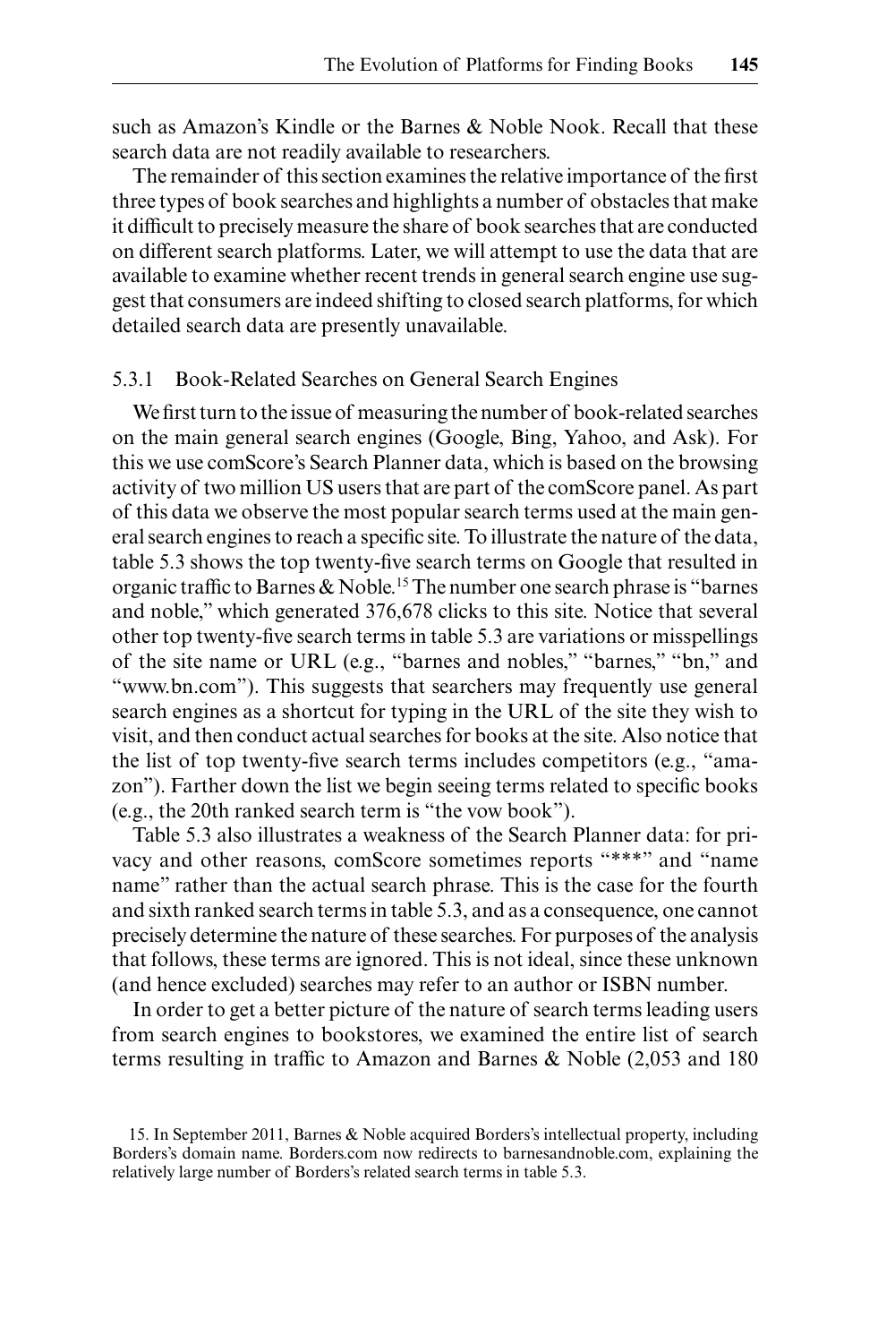such as Amazon's Kindle or the Barnes & Noble Nook. Recall that these search data are not readily available to researchers.

The remainder of this section examines the relative importance of the first three types of book searches and highlights a number of obstacles that make it difficult to precisely measure the share of book searches that are conducted on different search platforms. Later, we will attempt to use the data that are available to examine whether recent trends in general search engine use suggest that consumers are indeed shifting to closed search platforms, for which detailed search data are presently unavailable.

### 5.3.1 Book-Related Searches on General Search Engines

We first turn to the issue of measuring the number of book-related searches on the main general search engines (Google, Bing, Yahoo, and Ask). For this we use comScore's Search Planner data, which is based on the browsing activity of two million US users that are part of the comScore panel. As part of this data we observe the most popular search terms used at the main general search engines to reach a specific site. To illustrate the nature of the data, table 5.3 shows the top twenty-five search terms on Google that resulted in organic traffic to Barnes & Noble.[15] The number one search phrase is "barnes and noble," which generated 376,678 clicks to this site. Notice that several other top twenty-five search terms in table 5.3 are variations or misspellings of the site name or URL (e.g., "barnes and nobles," "barnes," "bn," and "www.bn.com"). This suggests that searchers may frequently use general search engines as a shortcut for typing in the URL of the site they wish to visit, and then conduct actual searches for books at the site. Also notice that the list of top twenty-five search terms includes competitors (e.g., "amazon"). Farther down the list we begin seeing terms related to specific books (e.g., the 20th ranked search term is "the vow book").

Table 5.3 also illustrates a weakness of the Search Planner data: for privacy and other reasons, comScore sometimes reports "***" and "name name" rather than the actual search phrase. This is the case for the fourth and sixth ranked search terms in table 5.3, and as a consequence, one cannot precisely determine the nature of these searches. For purposes of the analysis that follows, these terms are ignored. This is not ideal, since these unknown (and hence excluded) searches may refer to an author or ISBN number.

In order to get a better picture of the nature of search terms leading users from search engines to bookstores, we examined the entire list of search terms resulting in traffic to Amazon and Barnes & Noble (2,053 and 180

15. In September 2011, Barnes & Noble acquired Borders's intellectual property, including Borders's domain name. Borders.com now redirects to barnesandnoble.com, explaining the relatively large number of Borders's related search terms in table 5.3.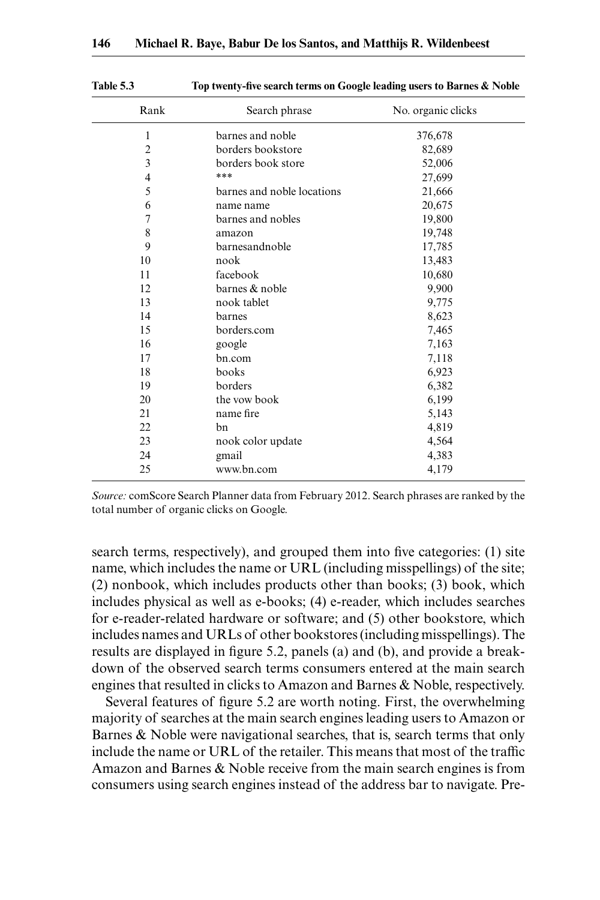Table 5.3 Top twenty-five search terms on Google leading users to Barnes & Noble

| Rank | Search phrase | No. organic clicks |
|---|---|---|
| 1 | barnes and noble | 376,678 |
| 2 | borders bookstore | 82,689 |
| 3 | borders book store | 52,006 |
| 4 | *** | 27,699 |
| 5 | barnes and noble locations | 21,666 |
| 6 | name name | 20,675 |
| 7 | barnes and nobles | 19,800 |
| 8 | amazon | 19,748 |
| 9 | barnesandnoble | 17,785 |
| 10 | nook | 13,483 |
| 11 | facebook | 10,680 |
| 12 | barnes & noble | 9,900 |
| 13 | nook tablet | 9,775 |
| 14 | barnes | 8,623 |
| 15 | borders.com | 7,465 |
| 16 | google | 7,163 |
| 17 | bn.com | 7,118 |
| 18 | books | 6,923 |
| 19 | borders | 6,382 |
| 20 | the vow book | 6,199 |
| 21 | name fire | 5,143 |
| 22 | bn | 4,819 |
| 23 | nook color update | 4,564 |
| 24 | gmail | 4,383 |
| 25 | www.bn.com | 4,179 |

*Source:* comScore Search Planner data from February 2012. Search phrases are ranked by the total number of organic clicks on Google.

search terms, respectively), and grouped them into five categories: (1) site name, which includes the name or URL (including misspellings) of the site; (2) nonbook, which includes products other than books; (3) book, which includes physical as well as e-books; (4) e-reader, which includes searches for e-reader-related hardware or software; and (5) other bookstore, which includes names and URLs of other bookstores (including misspellings). The results are displayed in figure 5.2, panels (a) and (b), and provide a breakdown of the observed search terms consumers entered at the main search engines that resulted in clicks to Amazon and Barnes & Noble, respectively.

Several features of figure 5.2 are worth noting. First, the overwhelming majority of searches at the main search engines leading users to Amazon or Barnes & Noble were navigational searches, that is, search terms that only include the name or URL of the retailer. This means that most of the traffic Amazon and Barnes & Noble receive from the main search engines is from consumers using search engines instead of the address bar to navigate. Pre-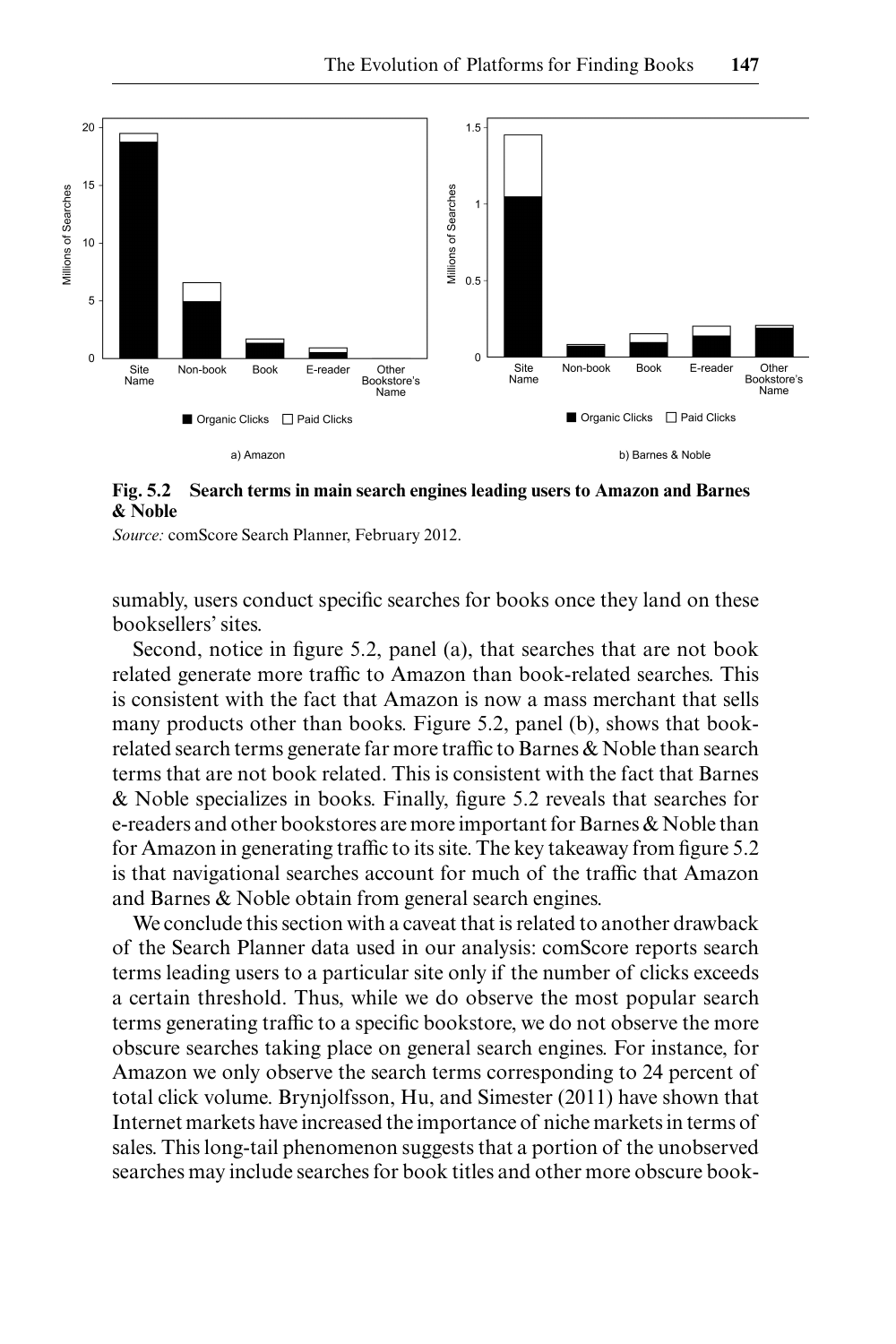**Fig. 5.2 Search terms in main search engines leading users to Amazon and Barnes & Noble**

*Source:* comScore Search Planner, February 2012.

sumably, users conduct specific searches for books once they land on these booksellers' sites.

Second, notice in figure 5.2, panel (a), that searches that are not book related generate more traffic to Amazon than book-related searches. This is consistent with the fact that Amazon is now a mass merchant that sells many products other than books. Figure 5.2, panel (b), shows that book-related search terms generate far more traffic to Barnes & Noble than search terms that are not book related. This is consistent with the fact that Barnes & Noble specializes in books. Finally, figure 5.2 reveals that searches for e-readers and other bookstores are more important for Barnes & Noble than for Amazon in generating traffic to its site. The key takeaway from figure 5.2 is that navigational searches account for much of the traffic that Amazon and Barnes & Noble obtain from general search engines.

We conclude this section with a caveat that is related to another drawback of the Search Planner data used in our analysis: comScore reports search terms leading users to a particular site only if the number of clicks exceeds a certain threshold. Thus, while we do observe the most popular search terms generating traffic to a specific bookstore, we do not observe the more obscure searches taking place on general search engines. For instance, for Amazon we only observe the search terms corresponding to 24 percent of total click volume. Brynjolfsson, Hu, and Simester (2011) have shown that Internet markets have increased the importance of niche markets in terms of sales. This long-tail phenomenon suggests that a portion of the unobserved searches may include searches for book titles and other more obscure book-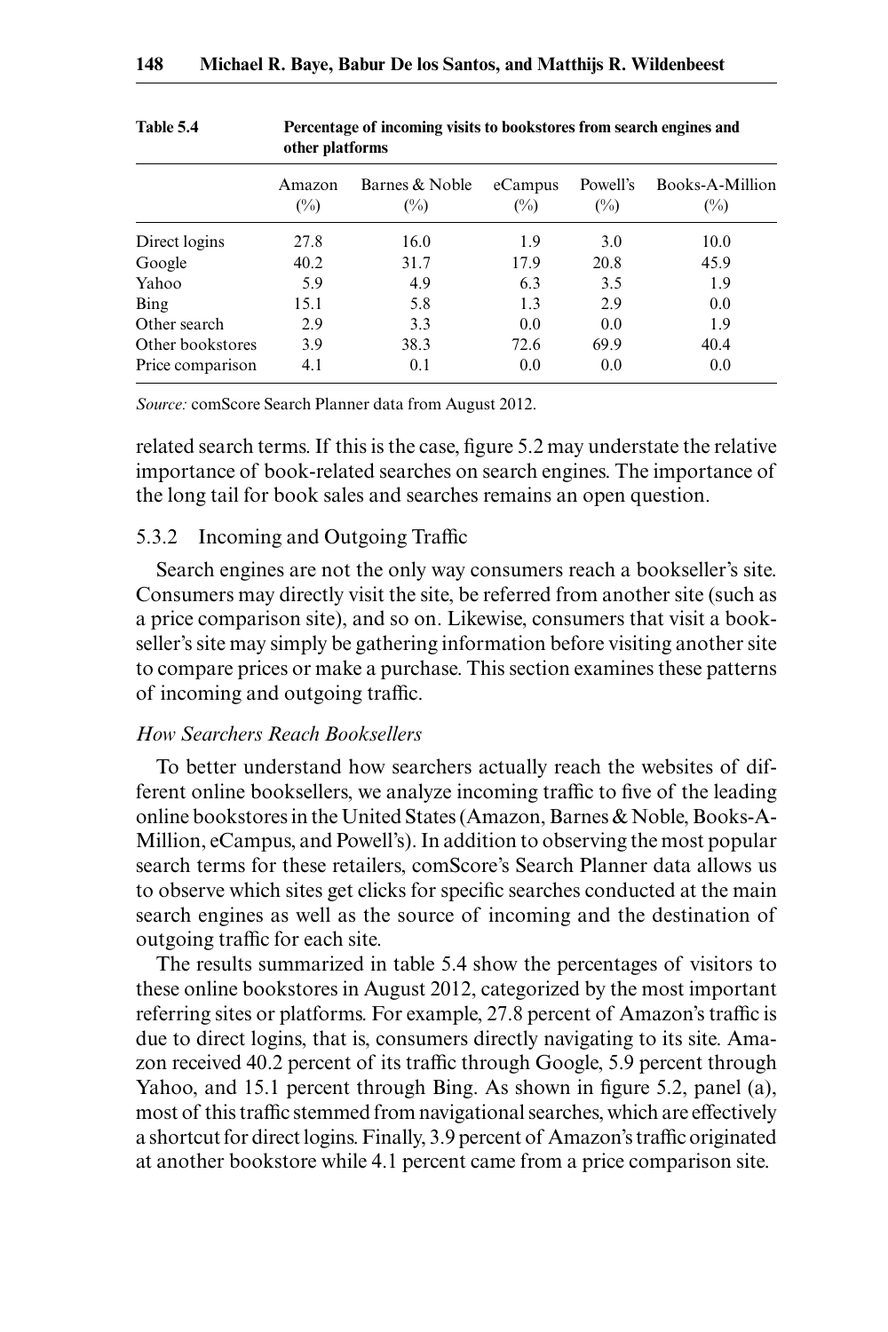**Table 5.4 Percentage of incoming visits to bookstores from search engines and other platforms**

| | Amazon (%) | Barnes & Noble (%) | eCampus (%) | Powell's (%) | Books-A-Million (%) |
|---|---|---|---|---|---|
| Direct logins | 27.8 | 16.0 | 1.9 | 3.0 | 10.0 |
| Google | 40.2 | 31.7 | 17.9 | 20.8 | 45.9 |
| Yahoo | 5.9 | 4.9 | 6.3 | 3.5 | 1.9 |
| Bing | 15.1 | 5.8 | 1.3 | 2.9 | 0.0 |
| Other search | 2.9 | 3.3 | 0.0 | 0.0 | 1.9 |
| Other bookstores | 3.9 | 38.3 | 72.6 | 69.9 | 40.4 |
| Price comparison | 4.1 | 0.1 | 0.0 | 0.0 | 0.0 |

*Source:* comScore Search Planner data from August 2012.

related search terms. If this is the case, figure 5.2 may understate the relative importance of book-related searches on search engines. The importance of the long tail for book sales and searches remains an open question.

### 5.3.2 Incoming and Outgoing Traffic

Search engines are not the only way consumers reach a bookseller's site. Consumers may directly visit the site, be referred from another site (such as a price comparison site), and so on. Likewise, consumers that visit a bookseller's site may simply be gathering information before visiting another site to compare prices or make a purchase. This section examines these patterns of incoming and outgoing traffic.

#### *How Searchers Reach Booksellers*

To better understand how searchers actually reach the websites of different online booksellers, we analyze incoming traffic to five of the leading online bookstores in the United States (Amazon, Barnes & Noble, Books-A-Million, eCampus, and Powell's). In addition to observing the most popular search terms for these retailers, comScore's Search Planner data allows us to observe which sites get clicks for specific searches conducted at the main search engines as well as the source of incoming and the destination of outgoing traffic for each site.

The results summarized in table 5.4 show the percentages of visitors to these online bookstores in August 2012, categorized by the most important referring sites or platforms. For example, 27.8 percent of Amazon's traffic is due to direct logins, that is, consumers directly navigating to its site. Amazon received 40.2 percent of its traffic through Google, 5.9 percent through Yahoo, and 15.1 percent through Bing. As shown in figure 5.2, panel (a), most of this traffic stemmed from navigational searches, which are effectively a shortcut for direct logins. Finally, 3.9 percent of Amazon's traffic originated at another bookstore while 4.1 percent came from a price comparison site.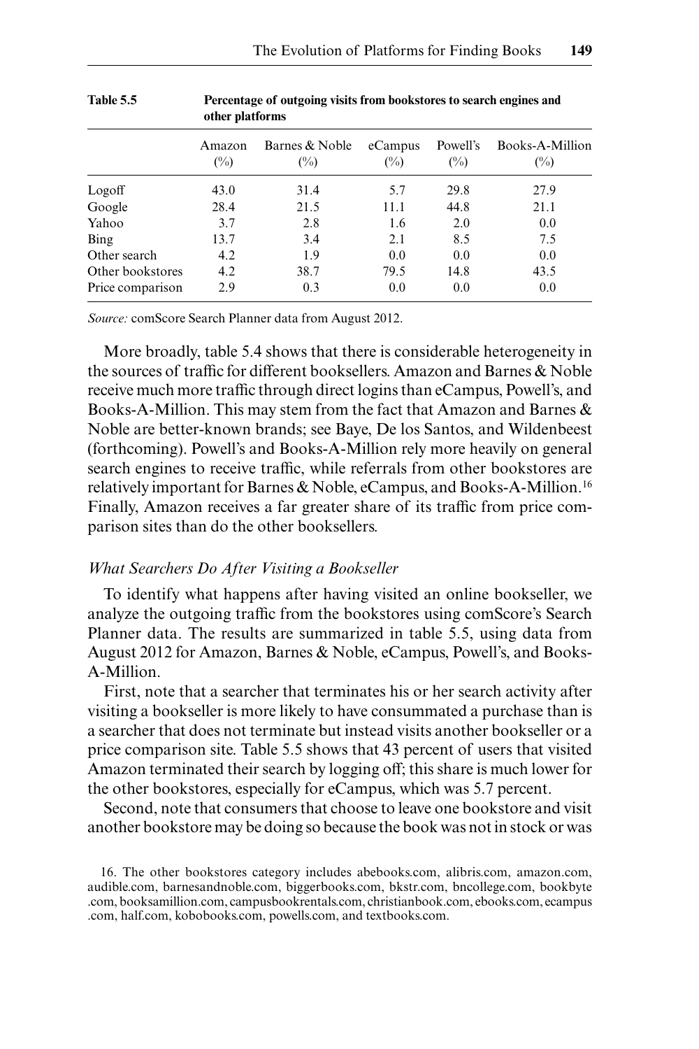**Table 5.5 Percentage of outgoing visits from bookstores to search engines and other platforms**

| | Amazon (%) | Barnes & Noble (%) | eCampus (%) | Powell's (%) | Books-A-Million (%) |
|---|---|---|---|---|---|
| Logoff | 43.0 | 31.4 | 5.7 | 29.8 | 27.9 |
| Google | 28.4 | 21.5 | 11.1 | 44.8 | 21.1 |
| Yahoo | 3.7 | 2.8 | 1.6 | 2.0 | 0.0 |
| Bing | 13.7 | 3.4 | 2.1 | 8.5 | 7.5 |
| Other search | 4.2 | 1.9 | 0.0 | 0.0 | 0.0 |
| Other bookstores | 4.2 | 38.7 | 79.5 | 14.8 | 43.5 |
| Price comparison | 2.9 | 0.3 | 0.0 | 0.0 | 0.0 |

*Source:* comScore Search Planner data from August 2012.

More broadly, table 5.4 shows that there is considerable heterogeneity in the sources of traffic for different booksellers. Amazon and Barnes & Noble receive much more traffic through direct logins than eCampus, Powell's, and Books-A-Million. This may stem from the fact that Amazon and Barnes & Noble are better-known brands; see Baye, De los Santos, and Wildenbeest (forthcoming). Powell's and Books-A-Million rely more heavily on general search engines to receive traffic, while referrals from other bookstores are relatively important for Barnes & Noble, eCampus, and Books-A-Million.[16] Finally, Amazon receives a far greater share of its traffic from price comparison sites than do the other booksellers.

### *What Searchers Do After Visiting a Bookseller*

To identify what happens after having visited an online bookseller, we analyze the outgoing traffic from the bookstores using comScore's Search Planner data. The results are summarized in table 5.5, using data from August 2012 for Amazon, Barnes & Noble, eCampus, Powell's, and Books-A-Million.

First, note that a searcher that terminates his or her search activity after visiting a bookseller is more likely to have consummated a purchase than is a searcher that does not terminate but instead visits another bookseller or a price comparison site. Table 5.5 shows that 43 percent of users that visited Amazon terminated their search by logging off; this share is much lower for the other bookstores, especially for eCampus, which was 5.7 percent.

Second, note that consumers that choose to leave one bookstore and visit another bookstore may be doing so because the book was not in stock or was

16. The other bookstores category includes abebooks.com, alibris.com, amazon.com, audible.com, barnesandnoble.com, biggerbooks.com, bkstr.com, bncollege.com, bookbyte.com, booksamillion.com, campusbookrentals.com, christianbook.com, ebooks.com, ecampus.com, half.com, kobobooks.com, powells.com, and textbooks.com.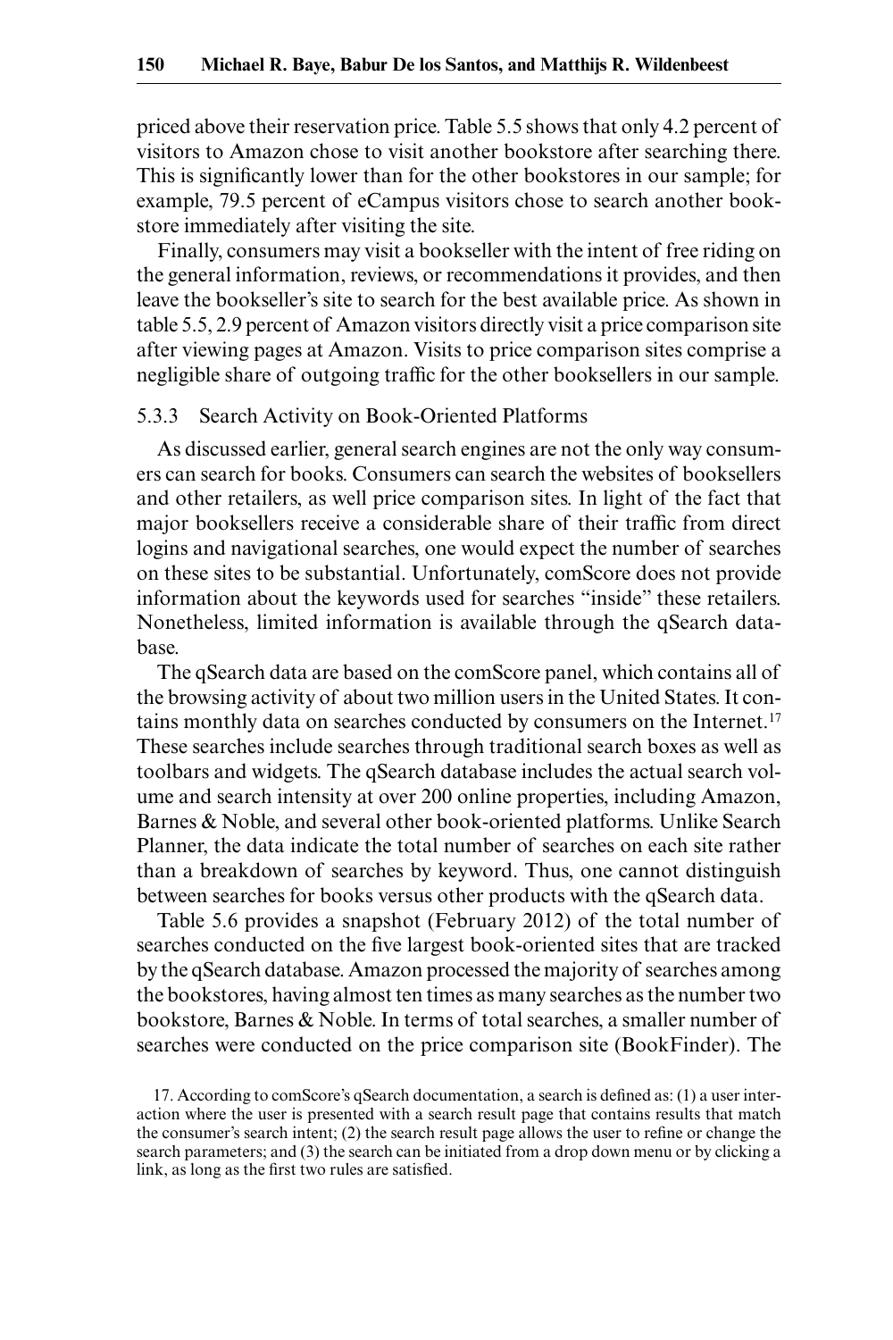priced above their reservation price. Table 5.5 shows that only 4.2 percent of visitors to Amazon chose to visit another bookstore after searching there. This is significantly lower than for the other bookstores in our sample; for example, 79.5 percent of eCampus visitors chose to search another bookstore immediately after visiting the site.

Finally, consumers may visit a bookseller with the intent of free riding on the general information, reviews, or recommendations it provides, and then leave the bookseller's site to search for the best available price. As shown in table 5.5, 2.9 percent of Amazon visitors directly visit a price comparison site after viewing pages at Amazon. Visits to price comparison sites comprise a negligible share of outgoing traffic for the other booksellers in our sample.

### 5.3.3 Search Activity on Book-Oriented Platforms

As discussed earlier, general search engines are not the only way consumers can search for books. Consumers can search the websites of booksellers and other retailers, as well price comparison sites. In light of the fact that major booksellers receive a considerable share of their traffic from direct logins and navigational searches, one would expect the number of searches on these sites to be substantial. Unfortunately, comScore does not provide information about the keywords used for searches "inside" these retailers. Nonetheless, limited information is available through the qSearch database.

The qSearch data are based on the comScore panel, which contains all of the browsing activity of about two million users in the United States. It contains monthly data on searches conducted by consumers on the Internet.[17] These searches include searches through traditional search boxes as well as toolbars and widgets. The qSearch database includes the actual search volume and search intensity at over 200 online properties, including Amazon, Barnes & Noble, and several other book-oriented platforms. Unlike Search Planner, the data indicate the total number of searches on each site rather than a breakdown of searches by keyword. Thus, one cannot distinguish between searches for books versus other products with the qSearch data.

Table 5.6 provides a snapshot (February 2012) of the total number of searches conducted on the five largest book-oriented sites that are tracked by the qSearch database. Amazon processed the majority of searches among the bookstores, having almost ten times as many searches as the number two bookstore, Barnes & Noble. In terms of total searches, a smaller number of searches were conducted on the price comparison site (BookFinder). The

17. According to comScore's qSearch documentation, a search is defined as: (1) a user interaction where the user is presented with a search result page that contains results that match the consumer's search intent; (2) the search result page allows the user to refine or change the search parameters; and (3) the search can be initiated from a drop down menu or by clicking a link, as long as the first two rules are satisfied.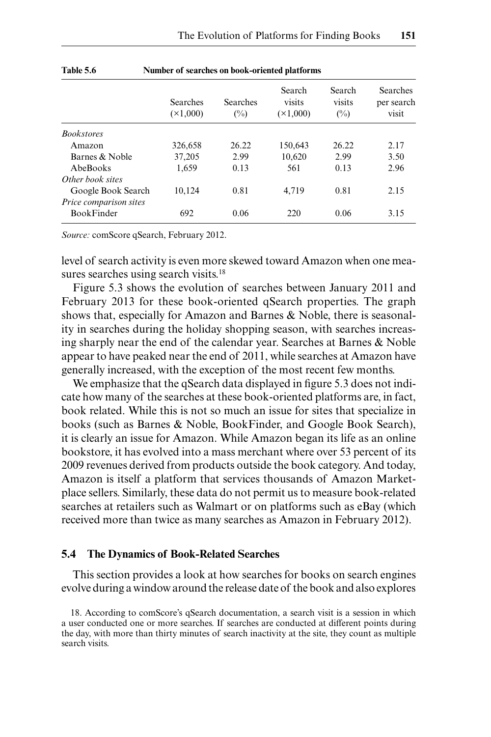**Table 5.6 Number of searches on book-oriented platforms**

| | Searches (×1,000) | Searches (%) | Search visits (×1,000) | Search visits (%) | Searches per search visit |
|---|---|---|---|---|---|
| *Bookstores* | | | | | |
| Amazon | 326,658 | 26.22 | 150,643 | 26.22 | 2.17 |
| Barnes & Noble | 37,205 | 2.99 | 10,620 | 2.99 | 3.50 |
| AbeBooks | 1,659 | 0.13 | 561 | 0.13 | 2.96 |
| *Other book sites* | | | | | |
| Google Book Search | 10,124 | 0.81 | 4,719 | 0.81 | 2.15 |
| *Price comparison sites* | | | | | |
| BookFinder | 692 | 0.06 | 220 | 0.06 | 3.15 |

*Source:* comScore qSearch, February 2012.

level of search activity is even more skewed toward Amazon when one measures searches using search visits.[18]

Figure 5.3 shows the evolution of searches between January 2011 and February 2013 for these book-oriented qSearch properties. The graph shows that, especially for Amazon and Barnes & Noble, there is seasonality in searches during the holiday shopping season, with searches increasing sharply near the end of the calendar year. Searches at Barnes & Noble appear to have peaked near the end of 2011, while searches at Amazon have generally increased, with the exception of the most recent few months.

We emphasize that the qSearch data displayed in figure 5.3 does not indicate how many of the searches at these book-oriented platforms are, in fact, book related. While this is not so much an issue for sites that specialize in books (such as Barnes & Noble, BookFinder, and Google Book Search), it is clearly an issue for Amazon. While Amazon began its life as an online bookstore, it has evolved into a mass merchant where over 53 percent of its 2009 revenues derived from products outside the book category. And today, Amazon is itself a platform that services thousands of Amazon Marketplace sellers. Similarly, these data do not permit us to measure book-related searches at retailers such as Walmart or on platforms such as eBay (which received more than twice as many searches as Amazon in February 2012).

## 5.4 The Dynamics of Book-Related Searches

This section provides a look at how searches for books on search engines evolve during a window around the release date of the book and also explores

18. According to comScore's qSearch documentation, a search visit is a session in which a user conducted one or more searches. If searches are conducted at different points during the day, with more than thirty minutes of search inactivity at the site, they count as multiple search visits.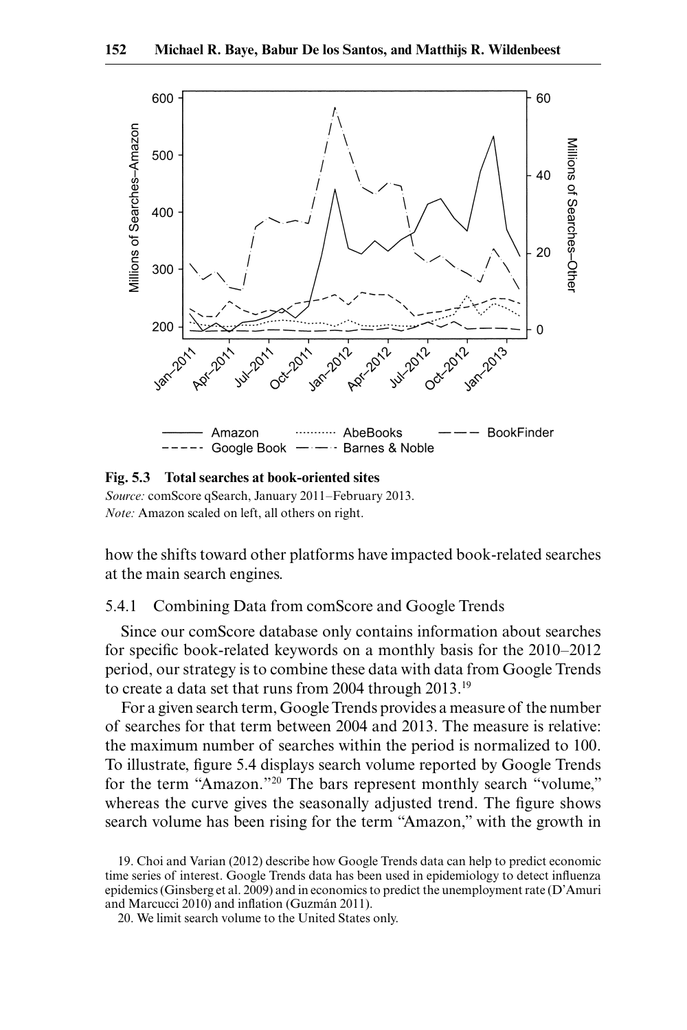**Fig. 5.3 Total searches at book-oriented sites**

*Source:* comScore qSearch, January 2011–February 2013.

*Note:* Amazon scaled on left, all others on right.

how the shifts toward other platforms have impacted book-related searches at the main search engines.

### 5.4.1 Combining Data from comScore and Google Trends

Since our comScore database only contains information about searches for specific book-related keywords on a monthly basis for the 2010–2012 period, our strategy is to combine these data with data from Google Trends to create a data set that runs from 2004 through 2013.[19]

For a given search term, Google Trends provides a measure of the number of searches for that term between 2004 and 2013. The measure is relative: the maximum number of searches within the period is normalized to 100. To illustrate, figure 5.4 displays search volume reported by Google Trends for the term "Amazon."[20] The bars represent monthly search "volume," whereas the curve gives the seasonally adjusted trend. The figure shows search volume has been rising for the term "Amazon," with the growth in

19. Choi and Varian (2012) describe how Google Trends data can help to predict economic time series of interest. Google Trends data has been used in epidemiology to detect influenza epidemics (Ginsberg et al. 2009) and in economics to predict the unemployment rate (D'Amuri and Marcucci 2010) and inflation (Guzmán 2011).

20. We limit search volume to the United States only.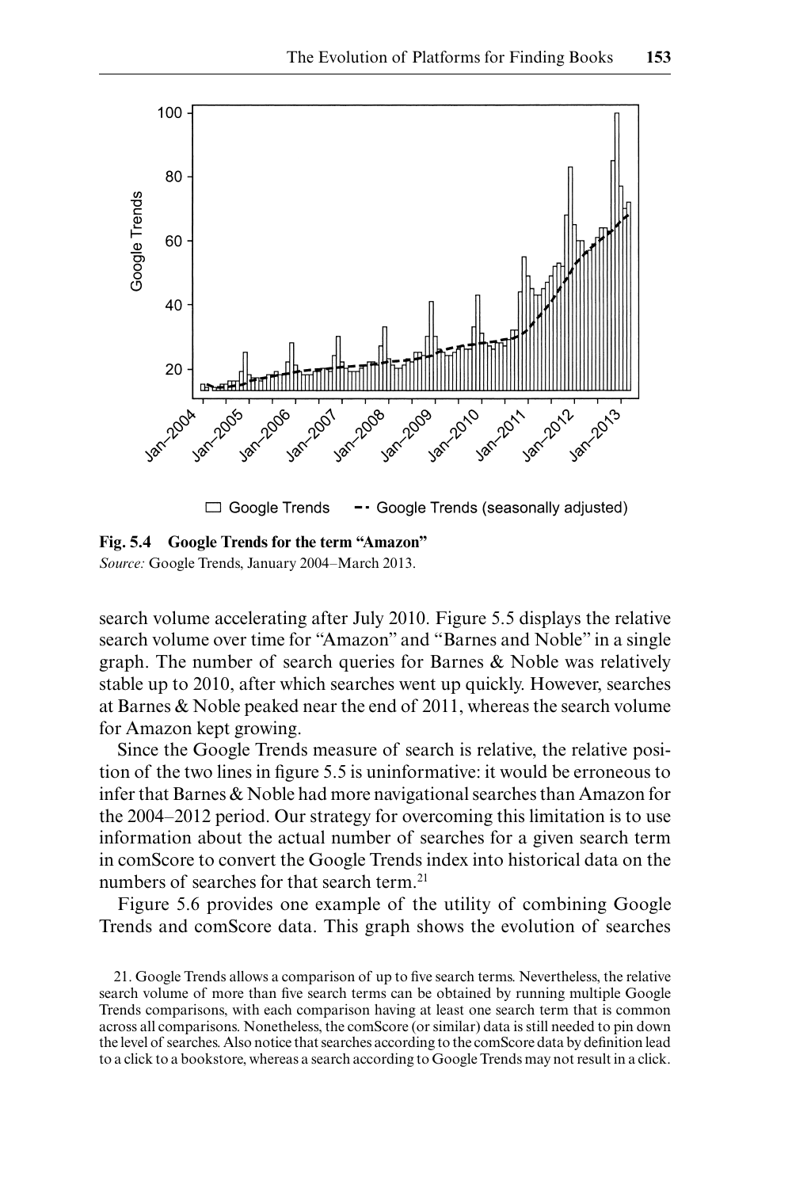**Fig. 5.4 Google Trends for the term "Amazon"**

*Source:* Google Trends, January 2004–March 2013.

search volume accelerating after July 2010. Figure 5.5 displays the relative search volume over time for "Amazon" and "Barnes and Noble" in a single graph. The number of search queries for Barnes & Noble was relatively stable up to 2010, after which searches went up quickly. However, searches at Barnes & Noble peaked near the end of 2011, whereas the search volume for Amazon kept growing.

Since the Google Trends measure of search is relative, the relative position of the two lines in figure 5.5 is uninformative: it would be erroneous to infer that Barnes & Noble had more navigational searches than Amazon for the 2004–2012 period. Our strategy for overcoming this limitation is to use information about the actual number of searches for a given search term in comScore to convert the Google Trends index into historical data on the numbers of searches for that search term.[21]

Figure 5.6 provides one example of the utility of combining Google Trends and comScore data. This graph shows the evolution of searches

21. Google Trends allows a comparison of up to five search terms. Nevertheless, the relative search volume of more than five search terms can be obtained by running multiple Google Trends comparisons, with each comparison having at least one search term that is common across all comparisons. Nonetheless, the comScore (or similar) data is still needed to pin down the level of searches. Also notice that searches according to the comScore data by definition lead to a click to a bookstore, whereas a search according to Google Trends may not result in a click.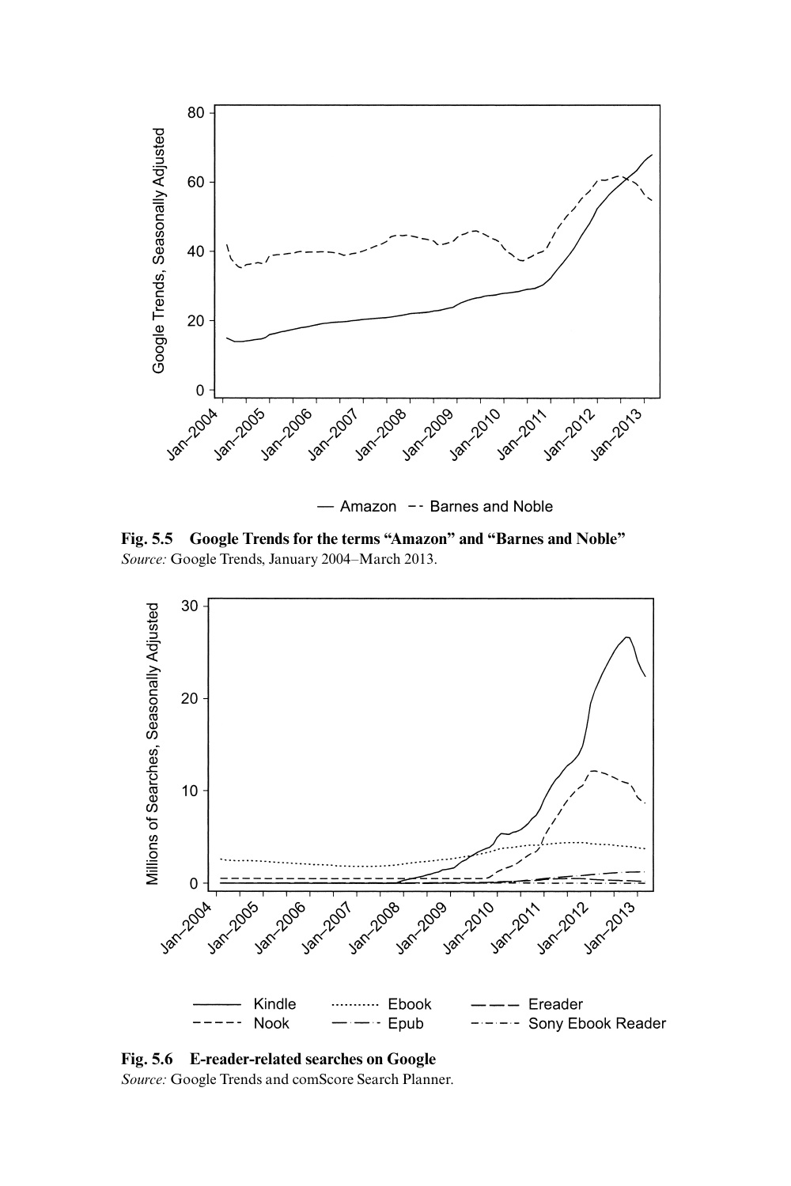**Fig. 5.5 Google Trends for the terms "Amazon" and "Barnes and Noble"**
*Source:* Google Trends, January 2004–March 2013.

**Fig. 5.6 E-reader-related searches on Google**
*Source:* Google Trends and comScore Search Planner.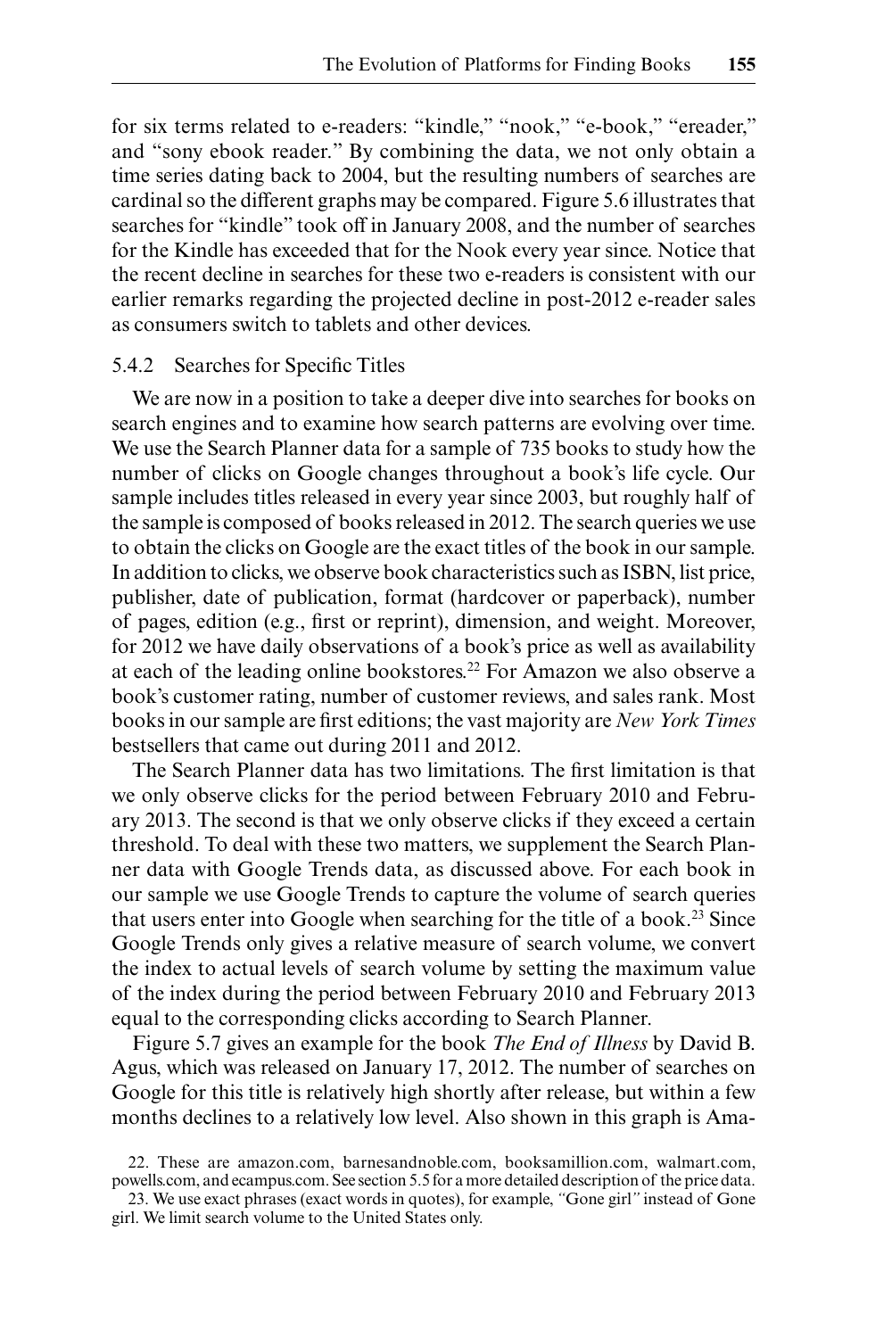for six terms related to e-readers: "kindle," "nook," "e-book," "ereader," and "sony ebook reader." By combining the data, we not only obtain a time series dating back to 2004, but the resulting numbers of searches are cardinal so the different graphs may be compared. Figure 5.6 illustrates that searches for "kindle" took off in January 2008, and the number of searches for the Kindle has exceeded that for the Nook every year since. Notice that the recent decline in searches for these two e-readers is consistent with our earlier remarks regarding the projected decline in post-2012 e-reader sales as consumers switch to tablets and other devices.

### 5.4.2 Searches for Specific Titles

We are now in a position to take a deeper dive into searches for books on search engines and to examine how search patterns are evolving over time. We use the Search Planner data for a sample of 735 books to study how the number of clicks on Google changes throughout a book's life cycle. Our sample includes titles released in every year since 2003, but roughly half of the sample is composed of books released in 2012. The search queries we use to obtain the clicks on Google are the exact titles of the book in our sample. In addition to clicks, we observe book characteristics such as ISBN, list price, publisher, date of publication, format (hardcover or paperback), number of pages, edition (e.g., first or reprint), dimension, and weight. Moreover, for 2012 we have daily observations of a book's price as well as availability at each of the leading online bookstores.[22] For Amazon we also observe a book's customer rating, number of customer reviews, and sales rank. Most books in our sample are first editions; the vast majority are *New York Times* bestsellers that came out during 2011 and 2012.

The Search Planner data has two limitations. The first limitation is that we only observe clicks for the period between February 2010 and February 2013. The second is that we only observe clicks if they exceed a certain threshold. To deal with these two matters, we supplement the Search Planner data with Google Trends data, as discussed above. For each book in our sample we use Google Trends to capture the volume of search queries that users enter into Google when searching for the title of a book.[23] Since Google Trends only gives a relative measure of search volume, we convert the index to actual levels of search volume by setting the maximum value of the index during the period between February 2010 and February 2013 equal to the corresponding clicks according to Search Planner.

Figure 5.7 gives an example for the book *The End of Illness* by David B. Agus, which was released on January 17, 2012. The number of searches on Google for this title is relatively high shortly after release, but within a few months declines to a relatively low level. Also shown in this graph is Ama-

22. These are amazon.com, barnesandnoble.com, booksamillion.com, walmart.com, powells.com, and ecampus.com. See section 5.5 for a more detailed description of the price data.

23. We use exact phrases (exact words in quotes), for example, "Gone girl" instead of Gone girl. We limit search volume to the United States only.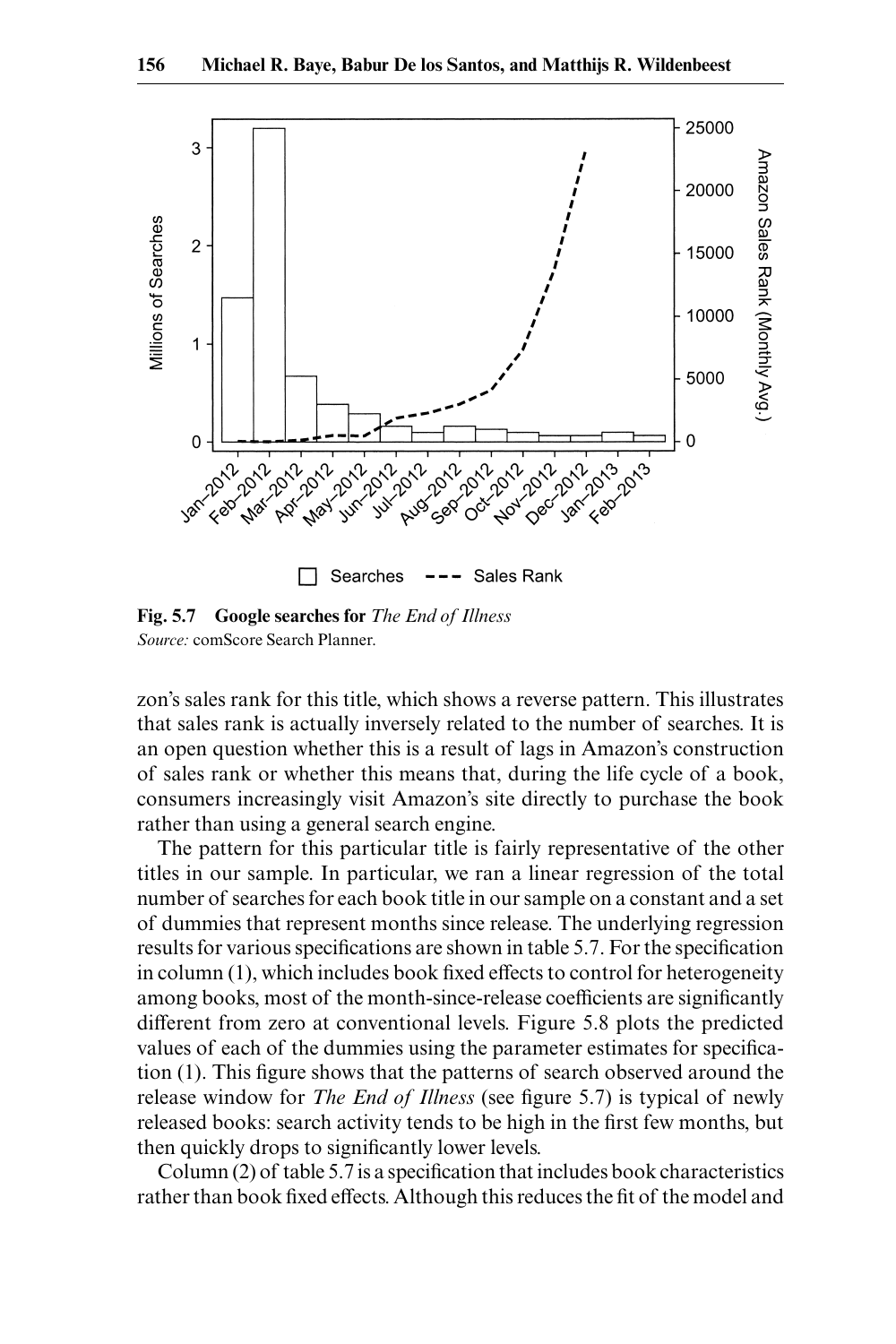**Fig. 5.7 Google searches for** ***The End of Illness***
*Source:* comScore Search Planner.

zon's sales rank for this title, which shows a reverse pattern. This illustrates that sales rank is actually inversely related to the number of searches. It is an open question whether this is a result of lags in Amazon's construction of sales rank or whether this means that, during the life cycle of a book, consumers increasingly visit Amazon's site directly to purchase the book rather than using a general search engine.

The pattern for this particular title is fairly representative of the other titles in our sample. In particular, we ran a linear regression of the total number of searches for each book title in our sample on a constant and a set of dummies that represent months since release. The underlying regression results for various specifications are shown in table 5.7. For the specification in column (1), which includes book fixed effects to control for heterogeneity among books, most of the month-since-release coefficients are significantly different from zero at conventional levels. Figure 5.8 plots the predicted values of each of the dummies using the parameter estimates for specification (1). This figure shows that the patterns of search observed around the release window for *The End of Illness* (see figure 5.7) is typical of newly released books: search activity tends to be high in the first few months, but then quickly drops to significantly lower levels.

Column (2) of table 5.7 is a specification that includes book characteristics rather than book fixed effects. Although this reduces the fit of the model and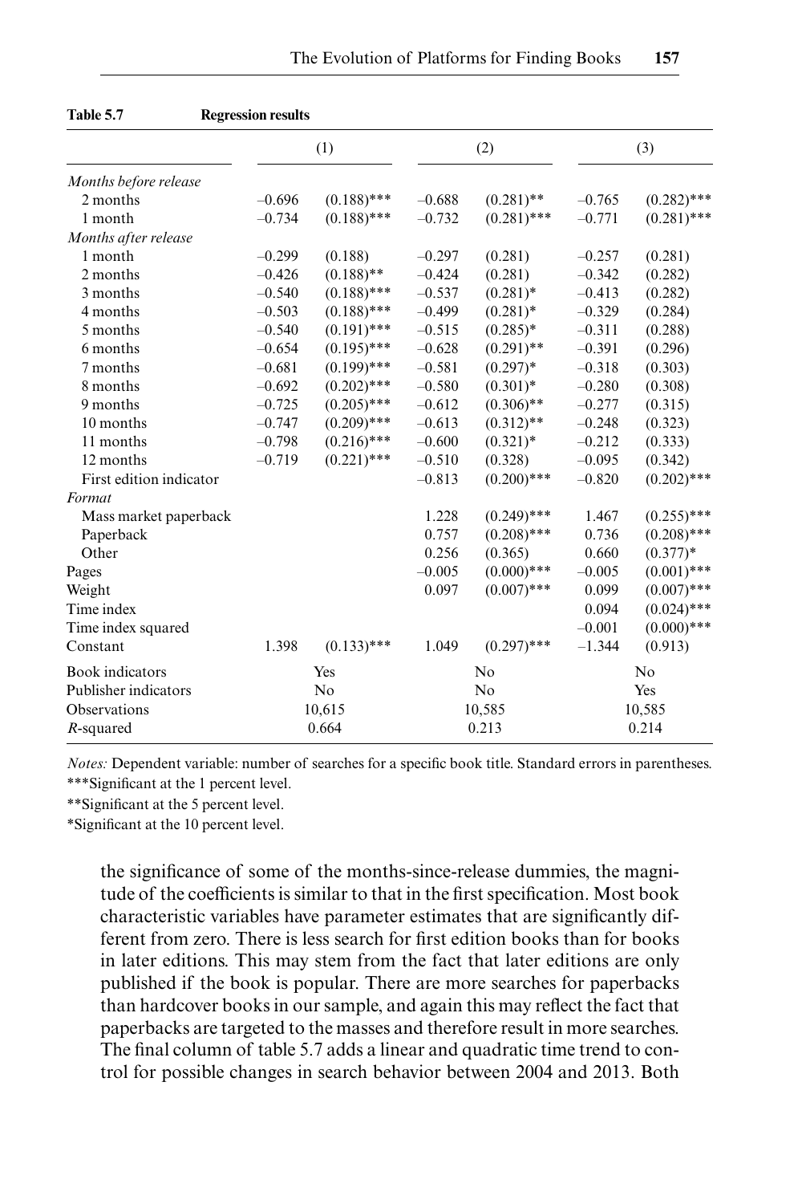**Table 5.7 Regression results**

| | (1) | | (2) | | (3) | |
|---|---|---|---|---|---|---|
| *Months before release* | | | | | | |
| 2 months | –0.696 | (0.188)*** | –0.688 | (0.281)** | –0.765 | (0.282)*** |
| 1 month | –0.734 | (0.188)*** | –0.732 | (0.281)*** | –0.771 | (0.281)*** |
| *Months after release* | | | | | | |
| 1 month | –0.299 | (0.188) | –0.297 | (0.281) | –0.257 | (0.281) |
| 2 months | –0.426 | (0.188)** | –0.424 | (0.281) | –0.342 | (0.282) |
| 3 months | –0.540 | (0.188)*** | –0.537 | (0.281)* | –0.413 | (0.282) |
| 4 months | –0.503 | (0.188)*** | –0.499 | (0.281)* | –0.329 | (0.284) |
| 5 months | –0.540 | (0.191)*** | –0.515 | (0.285)* | –0.311 | (0.288) |
| 6 months | –0.654 | (0.195)*** | –0.628 | (0.291)** | –0.391 | (0.296) |
| 7 months | –0.681 | (0.199)*** | –0.581 | (0.297)* | –0.318 | (0.303) |
| 8 months | –0.692 | (0.202)*** | –0.580 | (0.301)* | –0.280 | (0.308) |
| 9 months | –0.725 | (0.205)*** | –0.612 | (0.306)** | –0.277 | (0.315) |
| 10 months | –0.747 | (0.209)*** | –0.613 | (0.312)** | –0.248 | (0.323) |
| 11 months | –0.798 | (0.216)*** | –0.600 | (0.321)* | –0.212 | (0.333) |
| 12 months | –0.719 | (0.221)*** | –0.510 | (0.328) | –0.095 | (0.342) |
| First edition indicator | | | –0.813 | (0.200)*** | –0.820 | (0.202)*** |
| *Format* | | | | | | |
| Mass market paperback | | | 1.228 | (0.249)*** | 1.467 | (0.255)*** |
| Paperback | | | 0.757 | (0.208)*** | 0.736 | (0.208)*** |
| Other | | | 0.256 | (0.365) | 0.660 | (0.377)* |
| Pages | | | –0.005 | (0.000)*** | –0.005 | (0.001)*** |
| Weight | | | 0.097 | (0.007)*** | 0.099 | (0.007)*** |
| Time index | | | | | 0.094 | (0.024)*** |
| Time index squared | | | | | –0.001 | (0.000)*** |
| Constant | 1.398 | (0.133)*** | 1.049 | (0.297)*** | –1.344 | (0.913) |
| Book indicators | Yes | | No | | No | |
| Publisher indicators | No | | No | | Yes | |
| Observations | 10,615 | | 10,585 | | 10,585 | |
| $R$-squared | 0.664 | | 0.213 | | 0.214 | |

*Notes:* Dependent variable: number of searches for a specific book title. Standard errors in parentheses.
***Significant at the 1 percent level.
**Significant at the 5 percent level.
*Significant at the 10 percent level.

the significance of some of the months-since-release dummies, the magnitude of the coefficients is similar to that in the first specification. Most book characteristic variables have parameter estimates that are significantly different from zero. There is less search for first edition books than for books in later editions. This may stem from the fact that later editions are only published if the book is popular. There are more searches for paperbacks than hardcover books in our sample, and again this may reflect the fact that paperbacks are targeted to the masses and therefore result in more searches. The final column of table 5.7 adds a linear and quadratic time trend to control for possible changes in search behavior between 2004 and 2013. Both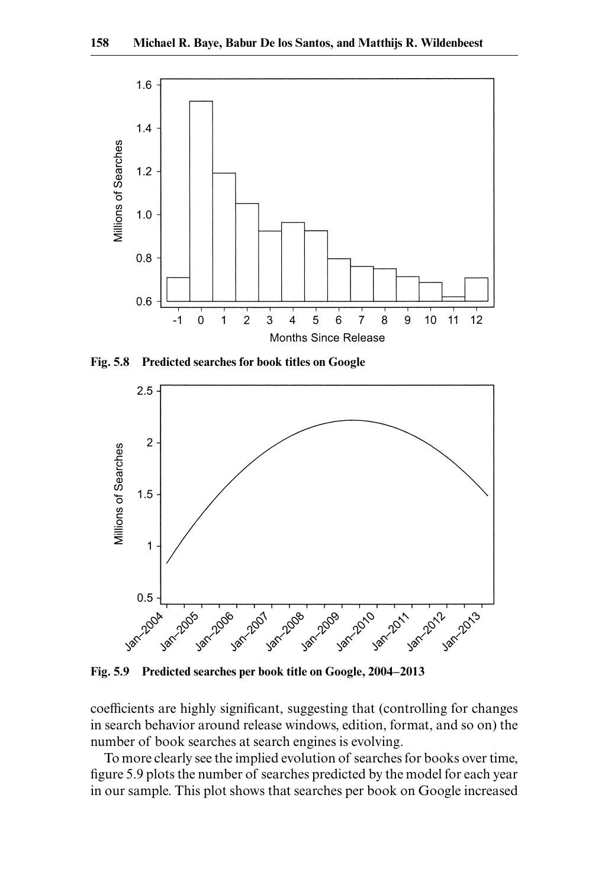Fig. 5.8 Predicted searches for book titles on Google

Fig. 5.9 Predicted searches per book title on Google, 2004–2013

coefficients are highly significant, suggesting that (controlling for changes in search behavior around release windows, edition, format, and so on) the number of book searches at search engines is evolving.

To more clearly see the implied evolution of searches for books over time, figure 5.9 plots the number of searches predicted by the model for each year in our sample. This plot shows that searches per book on Google increased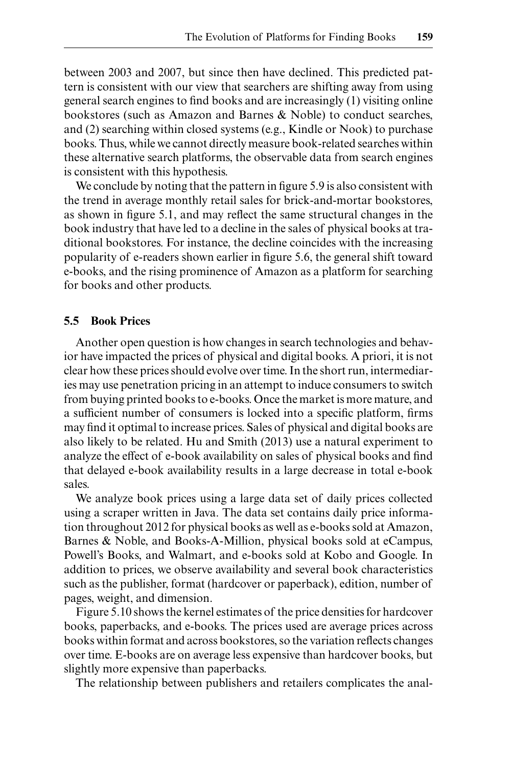between 2003 and 2007, but since then have declined. This predicted pattern is consistent with our view that searchers are shifting away from using general search engines to find books and are increasingly (1) visiting online bookstores (such as Amazon and Barnes & Noble) to conduct searches, and (2) searching within closed systems (e.g., Kindle or Nook) to purchase books. Thus, while we cannot directly measure book-related searches within these alternative search platforms, the observable data from search engines is consistent with this hypothesis.

We conclude by noting that the pattern in figure 5.9 is also consistent with the trend in average monthly retail sales for brick-and-mortar bookstores, as shown in figure 5.1, and may reflect the same structural changes in the book industry that have led to a decline in the sales of physical books at traditional bookstores. For instance, the decline coincides with the increasing popularity of e-readers shown earlier in figure 5.6, the general shift toward e-books, and the rising prominence of Amazon as a platform for searching for books and other products.

### 5.5 Book Prices

Another open question is how changes in search technologies and behavior have impacted the prices of physical and digital books. A priori, it is not clear how these prices should evolve over time. In the short run, intermediaries may use penetration pricing in an attempt to induce consumers to switch from buying printed books to e-books. Once the market is more mature, and a sufficient number of consumers is locked into a specific platform, firms may find it optimal to increase prices. Sales of physical and digital books are also likely to be related. Hu and Smith (2013) use a natural experiment to analyze the effect of e-book availability on sales of physical books and find that delayed e-book availability results in a large decrease in total e-book sales.

We analyze book prices using a large data set of daily prices collected using a scraper written in Java. The data set contains daily price information throughout 2012 for physical books as well as e-books sold at Amazon, Barnes & Noble, and Books-A-Million, physical books sold at eCampus, Powell's Books, and Walmart, and e-books sold at Kobo and Google. In addition to prices, we observe availability and several book characteristics such as the publisher, format (hardcover or paperback), edition, number of pages, weight, and dimension.

Figure 5.10 shows the kernel estimates of the price densities for hardcover books, paperbacks, and e-books. The prices used are average prices across books within format and across bookstores, so the variation reflects changes over time. E-books are on average less expensive than hardcover books, but slightly more expensive than paperbacks.

The relationship between publishers and retailers complicates the anal-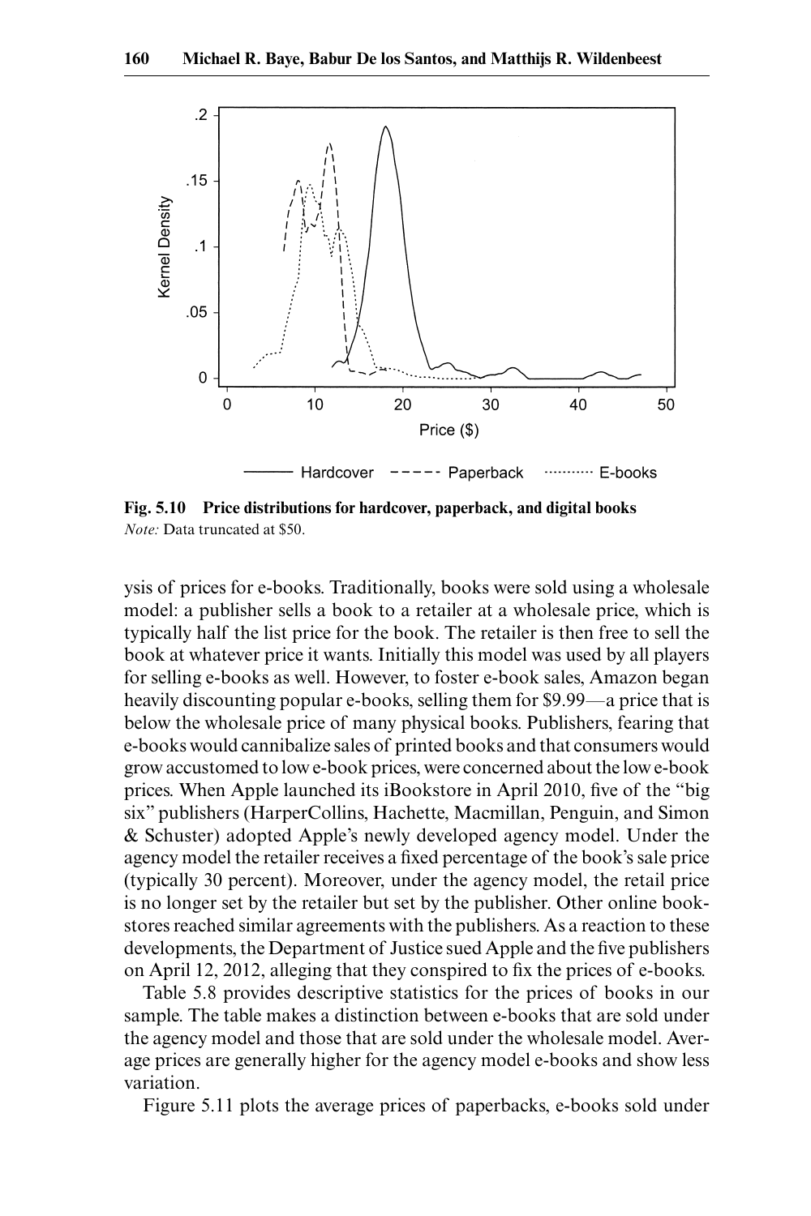**Fig. 5.10 Price distributions for hardcover, paperback, and digital books**
*Note:* Data truncated at $50.

ysis of prices for e-books. Traditionally, books were sold using a wholesale model: a publisher sells a book to a retailer at a wholesale price, which is typically half the list price for the book. The retailer is then free to sell the book at whatever price it wants. Initially this model was used by all players for selling e-books as well. However, to foster e-book sales, Amazon began heavily discounting popular e-books, selling them for $9.99—a price that is below the wholesale price of many physical books. Publishers, fearing that e-books would cannibalize sales of printed books and that consumers would grow accustomed to low e-book prices, were concerned about the low e-book prices. When Apple launched its iBookstore in April 2010, five of the "big six" publishers (HarperCollins, Hachette, Macmillan, Penguin, and Simon & Schuster) adopted Apple's newly developed agency model. Under the agency model the retailer receives a fixed percentage of the book's sale price (typically 30 percent). Moreover, under the agency model, the retail price is no longer set by the retailer but set by the publisher. Other online bookstores reached similar agreements with the publishers. As a reaction to these developments, the Department of Justice sued Apple and the five publishers on April 12, 2012, alleging that they conspired to fix the prices of e-books.

Table 5.8 provides descriptive statistics for the prices of books in our sample. The table makes a distinction between e-books that are sold under the agency model and those that are sold under the wholesale model. Average prices are generally higher for the agency model e-books and show less variation.

Figure 5.11 plots the average prices of paperbacks, e-books sold under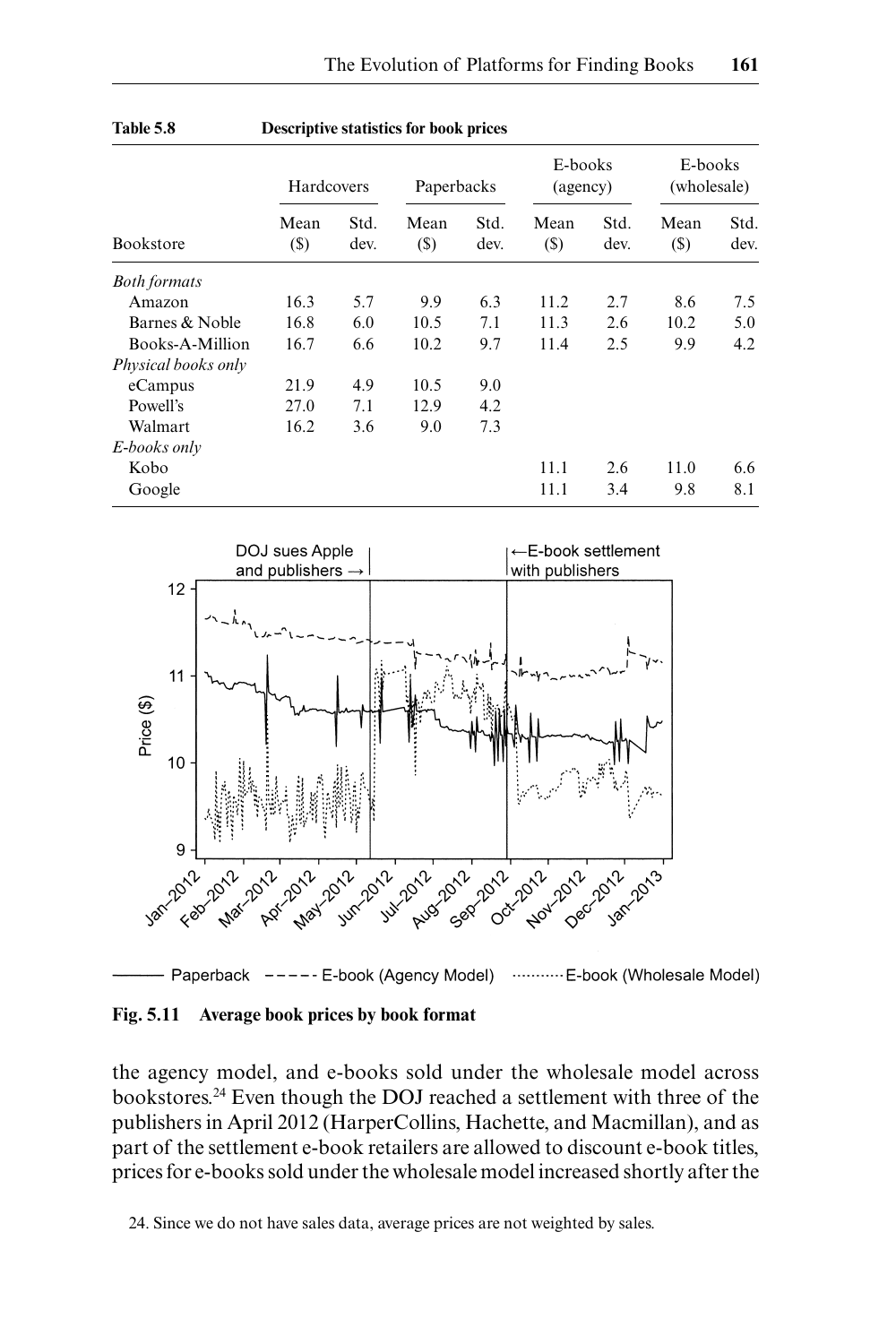**Table 5.8 Descriptive statistics for book prices**

| Bookstore | Hardcovers | | Paperbacks | | E-books (agency) | | E-books (wholesale) | |
|---|---|---|---|---|---|---|---|---|
| | Mean ($) | Std. dev. | Mean ($) | Std. dev. | Mean ($) | Std. dev. | Mean ($) | Std. dev. |
| *Both formats* | | | | | | | | |
| Amazon | 16.3 | 5.7 | 9.9 | 6.3 | 11.2 | 2.7 | 8.6 | 7.5 |
| Barnes & Noble | 16.8 | 6.0 | 10.5 | 7.1 | 11.3 | 2.6 | 10.2 | 5.0 |
| Books-A-Million | 16.7 | 6.6 | 10.2 | 9.7 | 11.4 | 2.5 | 9.9 | 4.2 |
| *Physical books only* | | | | | | | | |
| eCampus | 21.9 | 4.9 | 10.5 | 9.0 | | | | |
| Powell's | 27.0 | 7.1 | 12.9 | 4.2 | | | | |
| Walmart | 16.2 | 3.6 | 9.0 | 7.3 | | | | |
| *E-books only* | | | | | | | | |
| Kobo | | | | | 11.1 | 2.6 | 11.0 | 6.6 |
| Google | | | | | 11.1 | 3.4 | 9.8 | 8.1 |

**Fig. 5.11 Average book prices by book format**

the agency model, and e-books sold under the wholesale model across bookstores.[24] Even though the DOJ reached a settlement with three of the publishers in April 2012 (HarperCollins, Hachette, and Macmillan), and as part of the settlement e-book retailers are allowed to discount e-book titles, prices for e-books sold under the wholesale model increased shortly after the

24. Since we do not have sales data, average prices are not weighted by sales.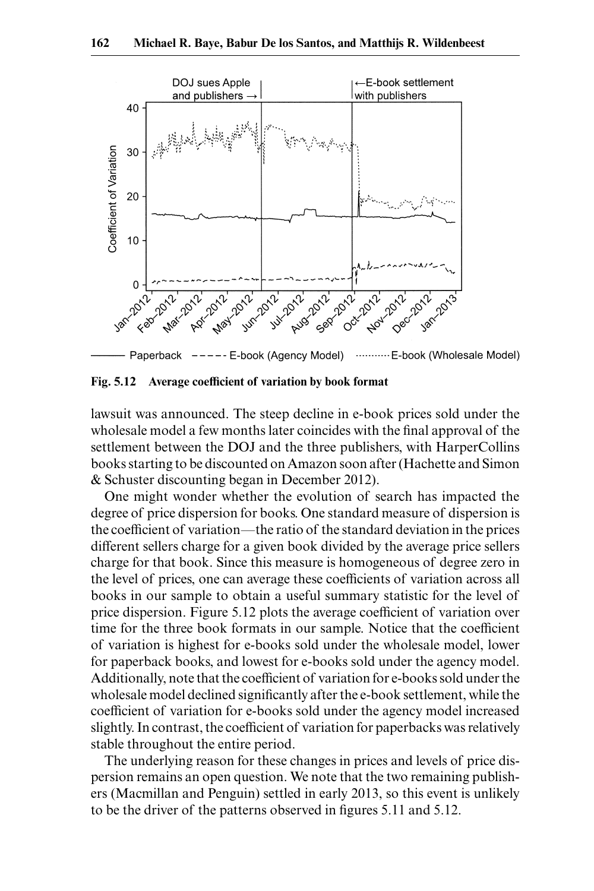Fig. 5.12 Average coefficient of variation by book format

lawsuit was announced. The steep decline in e-book prices sold under the wholesale model a few months later coincides with the final approval of the settlement between the DOJ and the three publishers, with HarperCollins books starting to be discounted on Amazon soon after (Hachette and Simon & Schuster discounting began in December 2012).

One might wonder whether the evolution of search has impacted the degree of price dispersion for books. One standard measure of dispersion is the coefficient of variation—the ratio of the standard deviation in the prices different sellers charge for a given book divided by the average price sellers charge for that book. Since this measure is homogeneous of degree zero in the level of prices, one can average these coefficients of variation across all books in our sample to obtain a useful summary statistic for the level of price dispersion. Figure 5.12 plots the average coefficient of variation over time for the three book formats in our sample. Notice that the coefficient of variation is highest for e-books sold under the wholesale model, lower for paperback books, and lowest for e-books sold under the agency model. Additionally, note that the coefficient of variation for e-books sold under the wholesale model declined significantly after the e-book settlement, while the coefficient of variation for e-books sold under the agency model increased slightly. In contrast, the coefficient of variation for paperbacks was relatively stable throughout the entire period.

The underlying reason for these changes in prices and levels of price dispersion remains an open question. We note that the two remaining publishers (Macmillan and Penguin) settled in early 2013, so this event is unlikely to be the driver of the patterns observed in figures 5.11 and 5.12.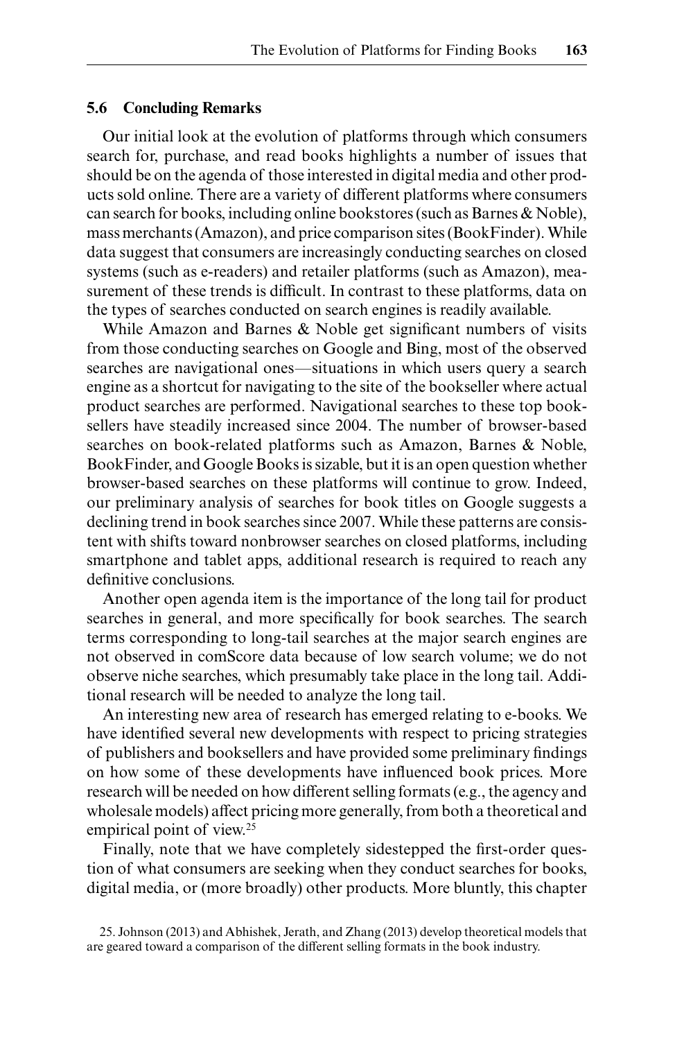## 5.6 Concluding Remarks

Our initial look at the evolution of platforms through which consumers search for, purchase, and read books highlights a number of issues that should be on the agenda of those interested in digital media and other products sold online. There are a variety of different platforms where consumers can search for books, including online bookstores (such as Barnes & Noble), mass merchants (Amazon), and price comparison sites (BookFinder). While data suggest that consumers are increasingly conducting searches on closed systems (such as e-readers) and retailer platforms (such as Amazon), measurement of these trends is difficult. In contrast to these platforms, data on the types of searches conducted on search engines is readily available.

While Amazon and Barnes & Noble get significant numbers of visits from those conducting searches on Google and Bing, most of the observed searches are navigational ones—situations in which users query a search engine as a shortcut for navigating to the site of the bookseller where actual product searches are performed. Navigational searches to these top booksellers have steadily increased since 2004. The number of browser-based searches on book-related platforms such as Amazon, Barnes & Noble, BookFinder, and Google Books is sizable, but it is an open question whether browser-based searches on these platforms will continue to grow. Indeed, our preliminary analysis of searches for book titles on Google suggests a declining trend in book searches since 2007. While these patterns are consistent with shifts toward nonbrowser searches on closed platforms, including smartphone and tablet apps, additional research is required to reach any definitive conclusions.

Another open agenda item is the importance of the long tail for product searches in general, and more specifically for book searches. The search terms corresponding to long-tail searches at the major search engines are not observed in comScore data because of low search volume; we do not observe niche searches, which presumably take place in the long tail. Additional research will be needed to analyze the long tail.

An interesting new area of research has emerged relating to e-books. We have identified several new developments with respect to pricing strategies of publishers and booksellers and have provided some preliminary findings on how some of these developments have influenced book prices. More research will be needed on how different selling formats (e.g., the agency and wholesale models) affect pricing more generally, from both a theoretical and empirical point of view.[25]

Finally, note that we have completely sidestepped the first-order question of what consumers are seeking when they conduct searches for books, digital media, or (more broadly) other products. More bluntly, this chapter

25. Johnson (2013) and Abhishek, Jerath, and Zhang (2013) develop theoretical models that are geared toward a comparison of the different selling formats in the book industry.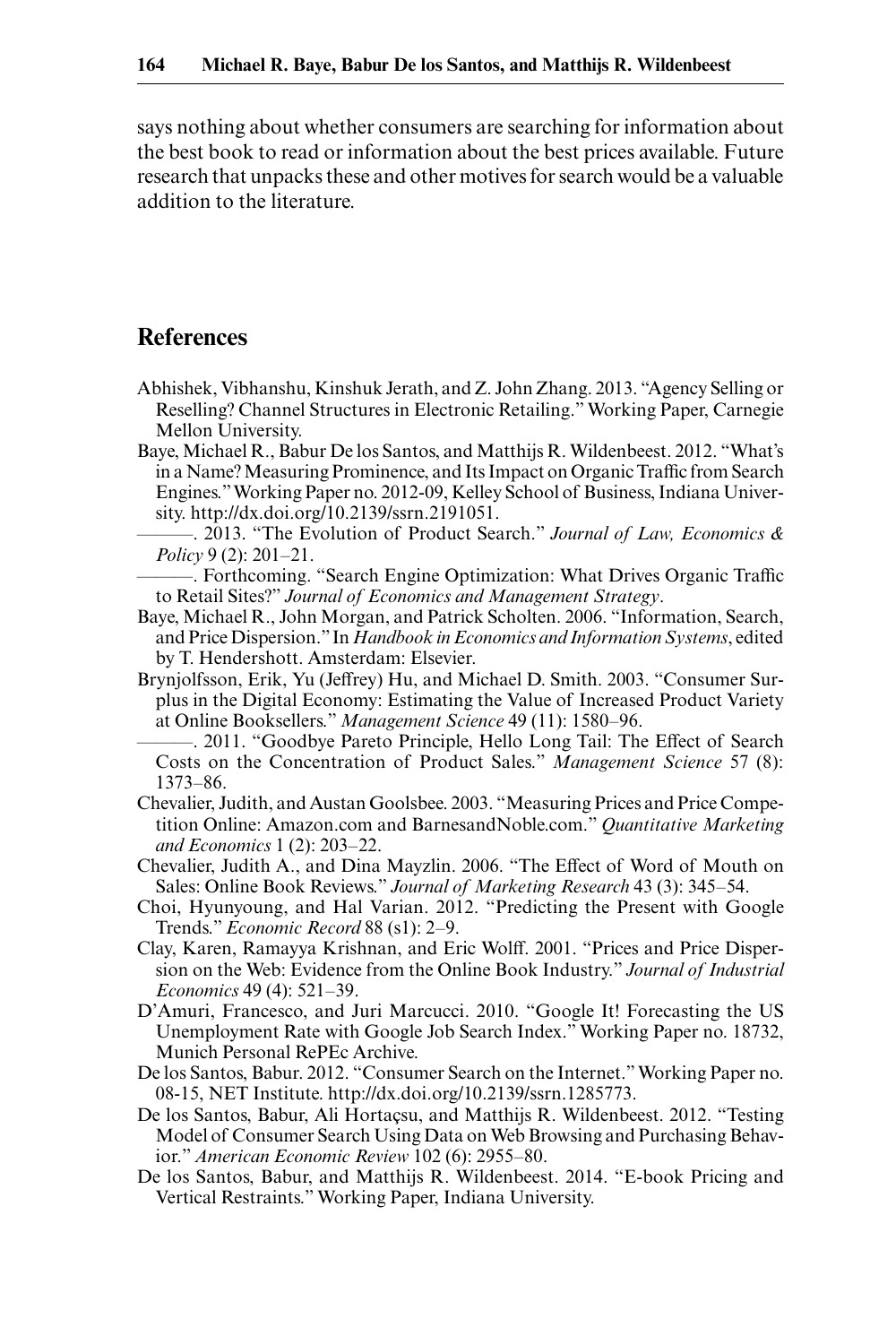says nothing about whether consumers are searching for information about the best book to read or information about the best prices available. Future research that unpacks these and other motives for search would be a valuable addition to the literature.

## References

Abhishek, Vibhanshu, Kinshuk Jerath, and Z. John Zhang. 2013. "Agency Selling or Reselling? Channel Structures in Electronic Retailing." Working Paper, Carnegie Mellon University.

Baye, Michael R., Babur De los Santos, and Matthijs R. Wildenbeest. 2012. "What's in a Name? Measuring Prominence, and Its Impact on Organic Traffic from Search Engines." Working Paper no. 2012-09, Kelley School of Business, Indiana University. http://dx.doi.org/10.2139/ssrn.2191051.

———. 2013. "The Evolution of Product Search." *Journal of Law, Economics & Policy* 9 (2): 201–21.

———. Forthcoming. "Search Engine Optimization: What Drives Organic Traffic to Retail Sites?" *Journal of Economics and Management Strategy*.

Baye, Michael R., John Morgan, and Patrick Scholten. 2006. "Information, Search, and Price Dispersion." In *Handbook in Economics and Information Systems*, edited by T. Hendershott. Amsterdam: Elsevier.

Brynjolfsson, Erik, Yu (Jeffrey) Hu, and Michael D. Smith. 2003. "Consumer Surplus in the Digital Economy: Estimating the Value of Increased Product Variety at Online Booksellers." *Management Science* 49 (11): 1580–96.

———. 2011. "Goodbye Pareto Principle, Hello Long Tail: The Effect of Search Costs on the Concentration of Product Sales." *Management Science* 57 (8): 1373–86.

Chevalier, Judith, and Austan Goolsbee. 2003. "Measuring Prices and Price Competition Online: Amazon.com and BarnesandNoble.com." *Quantitative Marketing and Economics* 1 (2): 203–22.

Chevalier, Judith A., and Dina Mayzlin. 2006. "The Effect of Word of Mouth on Sales: Online Book Reviews." *Journal of Marketing Research* 43 (3): 345–54.

Choi, Hyunyoung, and Hal Varian. 2012. "Predicting the Present with Google Trends." *Economic Record* 88 (s1): 2–9.

Clay, Karen, Ramayya Krishnan, and Eric Wolff. 2001. "Prices and Price Dispersion on the Web: Evidence from the Online Book Industry." *Journal of Industrial Economics* 49 (4): 521–39.

D'Amuri, Francesco, and Juri Marcucci. 2010. "Google It! Forecasting the US Unemployment Rate with Google Job Search Index." Working Paper no. 18732, Munich Personal RePEc Archive.

De los Santos, Babur. 2012. "Consumer Search on the Internet." Working Paper no. 08-15, NET Institute. http://dx.doi.org/10.2139/ssrn.1285773.

De los Santos, Babur, Ali Hortaçsu, and Matthijs R. Wildenbeest. 2012. "Testing Model of Consumer Search Using Data on Web Browsing and Purchasing Behavior." *American Economic Review* 102 (6): 2955–80.

De los Santos, Babur, and Matthijs R. Wildenbeest. 2014. "E-book Pricing and Vertical Restraints." Working Paper, Indiana University.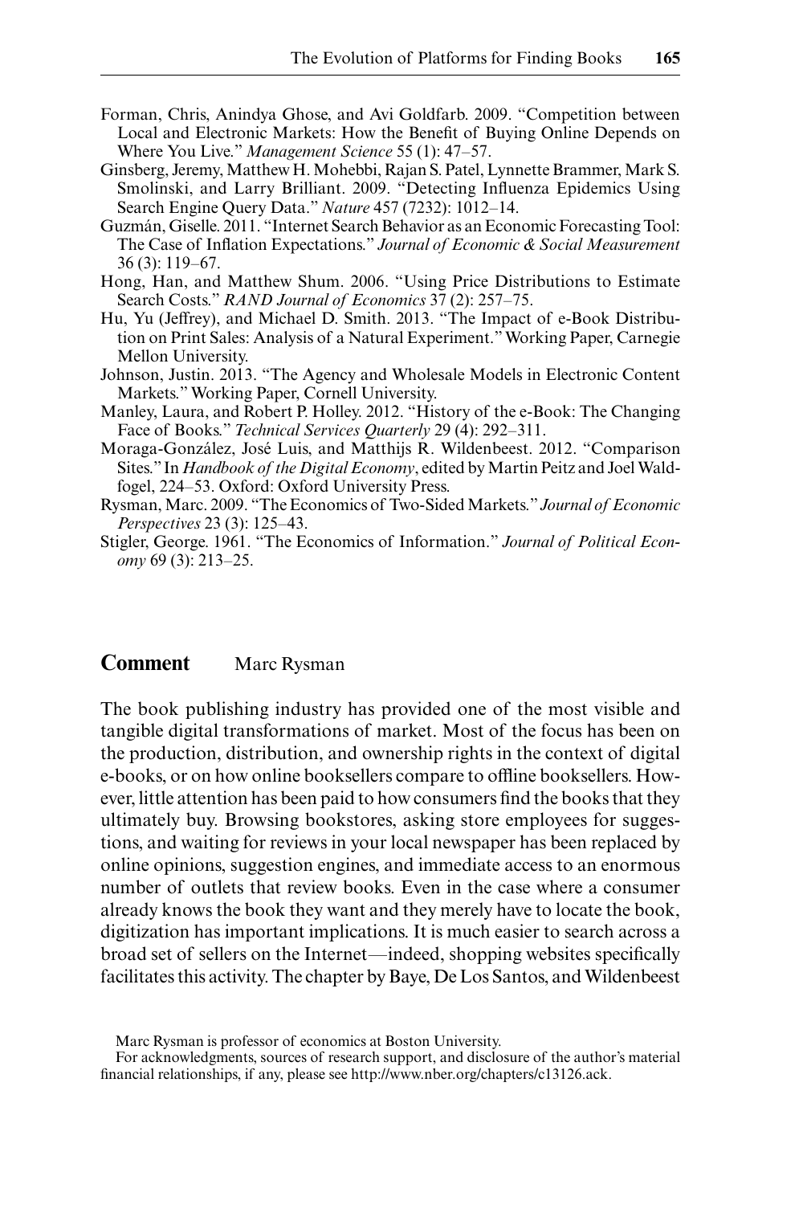Forman, Chris, Anindya Ghose, and Avi Goldfarb. 2009. "Competition between Local and Electronic Markets: How the Benefit of Buying Online Depends on Where You Live." *Management Science* 55 (1): 47–57.

Ginsberg, Jeremy, Matthew H. Mohebbi, Rajan S. Patel, Lynnette Brammer, Mark S. Smolinski, and Larry Brilliant. 2009. "Detecting Influenza Epidemics Using Search Engine Query Data." *Nature* 457 (7232): 1012–14.

Guzmán, Giselle. 2011. "Internet Search Behavior as an Economic Forecasting Tool: The Case of Inflation Expectations." *Journal of Economic & Social Measurement* 36 (3): 119–67.

Hong, Han, and Matthew Shum. 2006. "Using Price Distributions to Estimate Search Costs." *RAND Journal of Economics* 37 (2): 257–75.

Hu, Yu (Jeffrey), and Michael D. Smith. 2013. "The Impact of e-Book Distribution on Print Sales: Analysis of a Natural Experiment." Working Paper, Carnegie Mellon University.

Johnson, Justin. 2013. "The Agency and Wholesale Models in Electronic Content Markets." Working Paper, Cornell University.

Manley, Laura, and Robert P. Holley. 2012. "History of the e-Book: The Changing Face of Books." *Technical Services Quarterly* 29 (4): 292–311.

Moraga-González, José Luis, and Matthijs R. Wildenbeest. 2012. "Comparison Sites." In *Handbook of the Digital Economy*, edited by Martin Peitz and Joel Waldfogel, 224–53. Oxford: Oxford University Press.

Rysman, Marc. 2009. "The Economics of Two-Sided Markets." *Journal of Economic Perspectives* 23 (3): 125–43.

Stigler, George. 1961. "The Economics of Information." *Journal of Political Economy* 69 (3): 213–25.

## Comment Marc Rysman

The book publishing industry has provided one of the most visible and tangible digital transformations of market. Most of the focus has been on the production, distribution, and ownership rights in the context of digital e-books, or on how online booksellers compare to offline booksellers. However, little attention has been paid to how consumers find the books that they ultimately buy. Browsing bookstores, asking store employees for suggestions, and waiting for reviews in your local newspaper has been replaced by online opinions, suggestion engines, and immediate access to an enormous number of outlets that review books. Even in the case where a consumer already knows the book they want and they merely have to locate the book, digitization has important implications. It is much easier to search across a broad set of sellers on the Internet—indeed, shopping websites specifically facilitates this activity. The chapter by Baye, De Los Santos, and Wildenbeest

Marc Rysman is professor of economics at Boston University.

For acknowledgments, sources of research support, and disclosure of the author's material financial relationships, if any, please see http://www.nber.org/chapters/c13126.ack.